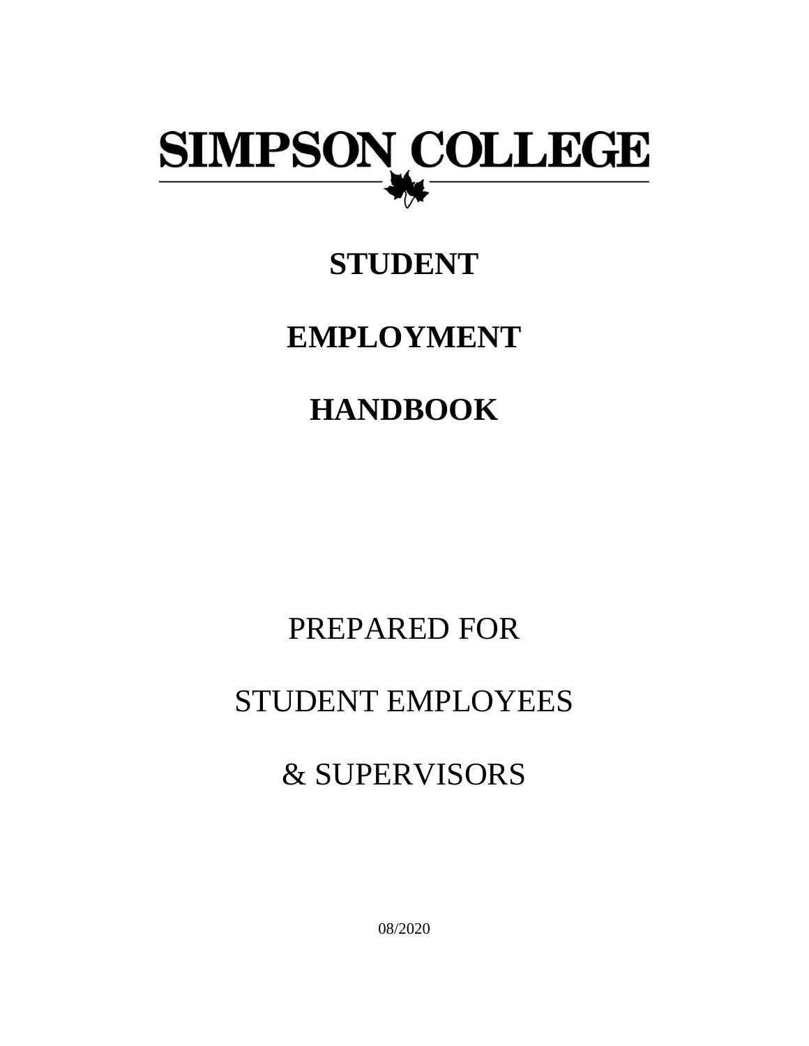# SIMPSON COLLEGE

# STUDENT

# EMPLOYMENT

# HANDBOOK

PREPARED FOR

STUDENT EMPLOYEES

& SUPERVISORS

08/2020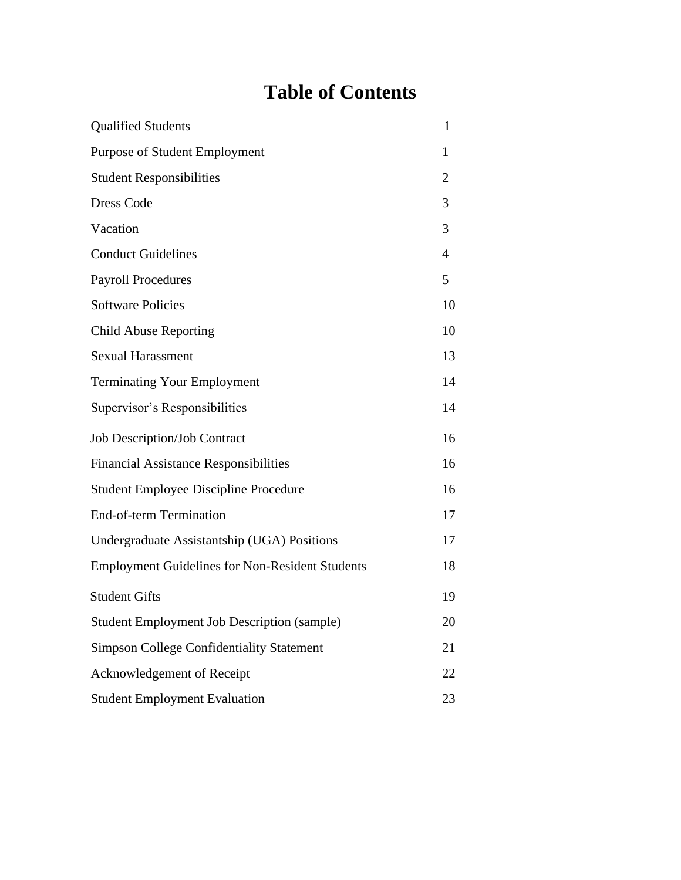# Table of Contents

| | |
|---|---|
| Qualified Students | 1 |
| Purpose of Student Employment | 1 |
| Student Responsibilities | 2 |
| Dress Code | 3 |
| Vacation | 3 |
| Conduct Guidelines | 4 |
| Payroll Procedures | 5 |
| Software Policies | 10 |
| Child Abuse Reporting | 10 |
| Sexual Harassment | 13 |
| Terminating Your Employment | 14 |
| Supervisor's Responsibilities | 14 |
| Job Description/Job Contract | 16 |
| Financial Assistance Responsibilities | 16 |
| Student Employee Discipline Procedure | 16 |
| End-of-term Termination | 17 |
| Undergraduate Assistantship (UGA) Positions | 17 |
| Employment Guidelines for Non-Resident Students | 18 |
| Student Gifts | 19 |
| Student Employment Job Description (sample) | 20 |
| Simpson College Confidentiality Statement | 21 |
| Acknowledgement of Receipt | 22 |
| Student Employment Evaluation | 23 |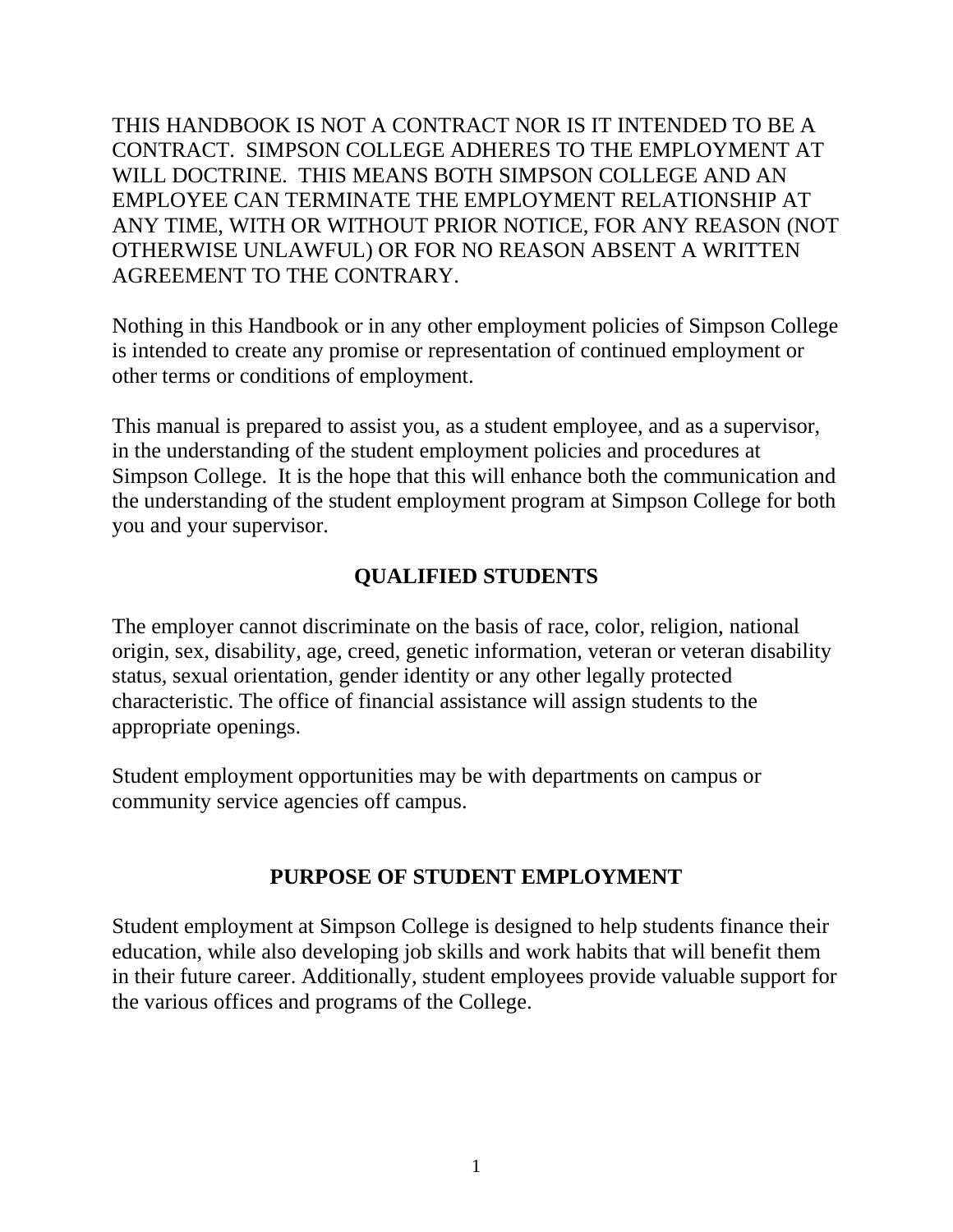THIS HANDBOOK IS NOT A CONTRACT NOR IS IT INTENDED TO BE A CONTRACT. SIMPSON COLLEGE ADHERES TO THE EMPLOYMENT AT WILL DOCTRINE. THIS MEANS BOTH SIMPSON COLLEGE AND AN EMPLOYEE CAN TERMINATE THE EMPLOYMENT RELATIONSHIP AT ANY TIME, WITH OR WITHOUT PRIOR NOTICE, FOR ANY REASON (NOT OTHERWISE UNLAWFUL) OR FOR NO REASON ABSENT A WRITTEN AGREEMENT TO THE CONTRARY.

Nothing in this Handbook or in any other employment policies of Simpson College is intended to create any promise or representation of continued employment or other terms or conditions of employment.

This manual is prepared to assist you, as a student employee, and as a supervisor, in the understanding of the student employment policies and procedures at Simpson College. It is the hope that this will enhance both the communication and the understanding of the student employment program at Simpson College for both you and your supervisor.

## QUALIFIED STUDENTS

The employer cannot discriminate on the basis of race, color, religion, national origin, sex, disability, age, creed, genetic information, veteran or veteran disability status, sexual orientation, gender identity or any other legally protected characteristic. The office of financial assistance will assign students to the appropriate openings.

Student employment opportunities may be with departments on campus or community service agencies off campus.

## PURPOSE OF STUDENT EMPLOYMENT

Student employment at Simpson College is designed to help students finance their education, while also developing job skills and work habits that will benefit them in their future career. Additionally, student employees provide valuable support for the various offices and programs of the College.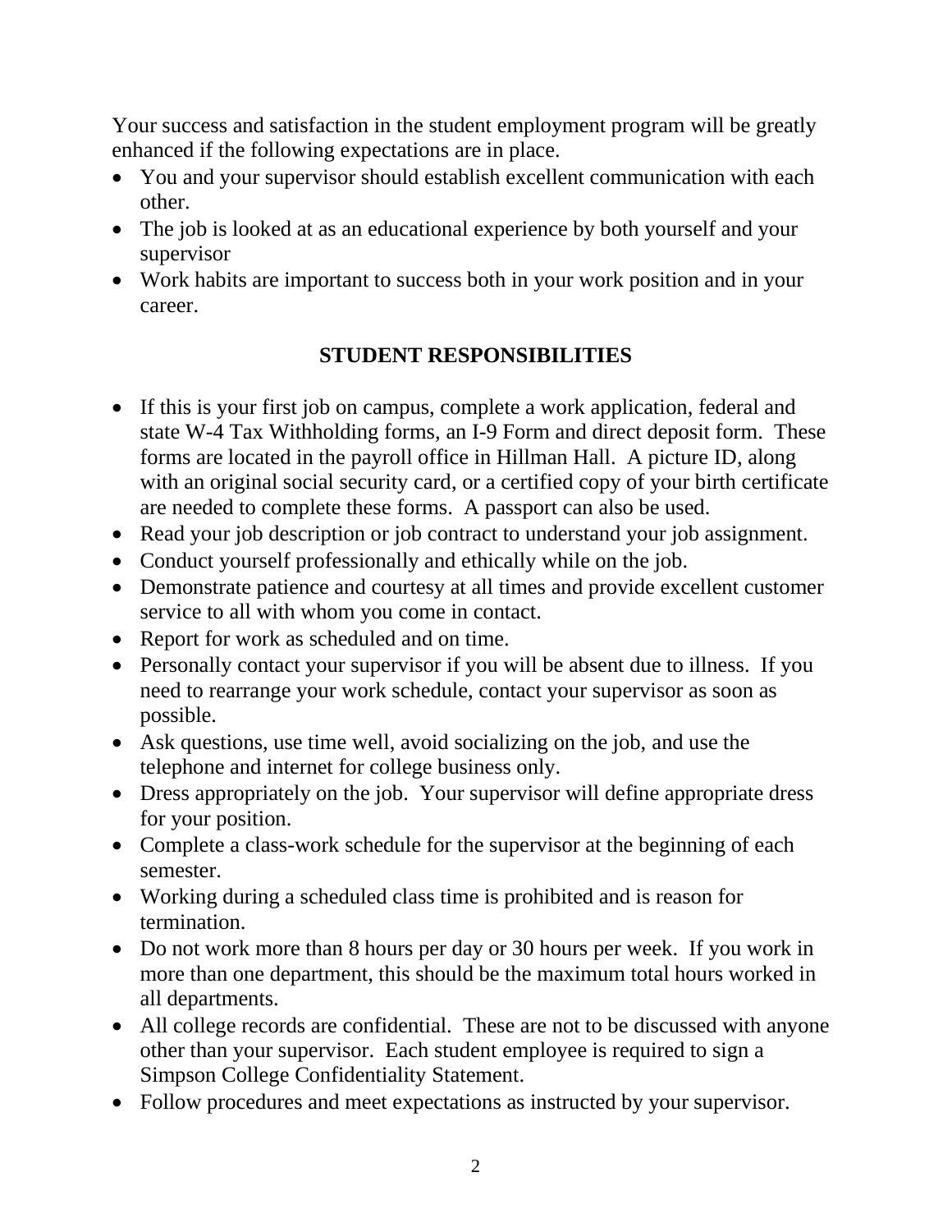Your success and satisfaction in the student employment program will be greatly enhanced if the following expectations are in place.

- You and your supervisor should establish excellent communication with each other.
- The job is looked at as an educational experience by both yourself and your supervisor
- Work habits are important to success both in your work position and in your career.

## STUDENT RESPONSIBILITIES

- If this is your first job on campus, complete a work application, federal and state W-4 Tax Withholding forms, an I-9 Form and direct deposit form. These forms are located in the payroll office in Hillman Hall. A picture ID, along with an original social security card, or a certified copy of your birth certificate are needed to complete these forms. A passport can also be used.
- Read your job description or job contract to understand your job assignment.
- Conduct yourself professionally and ethically while on the job.
- Demonstrate patience and courtesy at all times and provide excellent customer service to all with whom you come in contact.
- Report for work as scheduled and on time.
- Personally contact your supervisor if you will be absent due to illness. If you need to rearrange your work schedule, contact your supervisor as soon as possible.
- Ask questions, use time well, avoid socializing on the job, and use the telephone and internet for college business only.
- Dress appropriately on the job. Your supervisor will define appropriate dress for your position.
- Complete a class-work schedule for the supervisor at the beginning of each semester.
- Working during a scheduled class time is prohibited and is reason for termination.
- Do not work more than 8 hours per day or 30 hours per week. If you work in more than one department, this should be the maximum total hours worked in all departments.
- All college records are confidential. These are not to be discussed with anyone other than your supervisor. Each student employee is required to sign a Simpson College Confidentiality Statement.
- Follow procedures and meet expectations as instructed by your supervisor.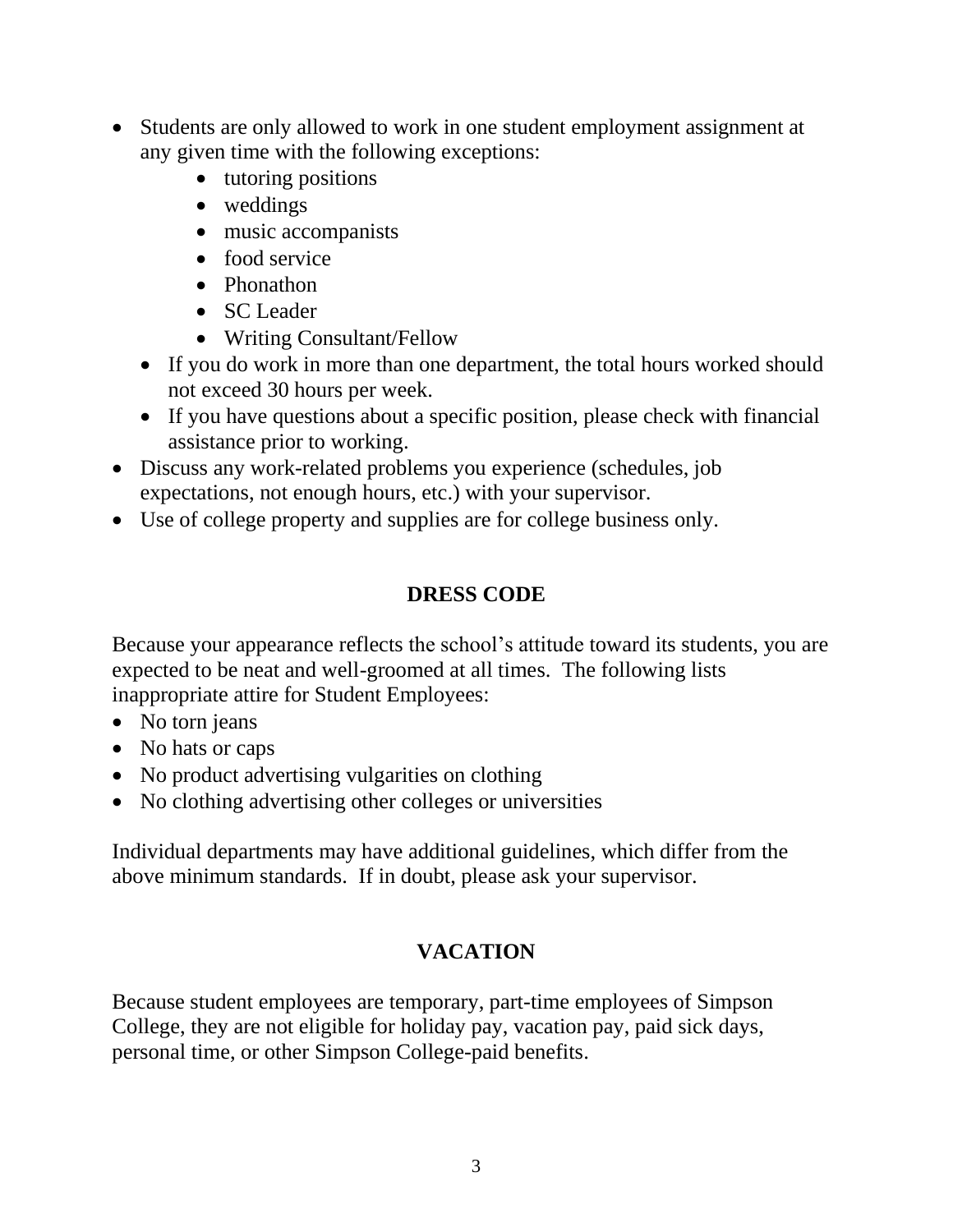- Students are only allowed to work in one student employment assignment at any given time with the following exceptions:
    - tutoring positions
    - weddings
    - music accompanists
    - food service
    - Phonathon
    - SC Leader
    - Writing Consultant/Fellow
  - If you do work in more than one department, the total hours worked should not exceed 30 hours per week.
  - If you have questions about a specific position, please check with financial assistance prior to working.
- Discuss any work-related problems you experience (schedules, job expectations, not enough hours, etc.) with your supervisor.
- Use of college property and supplies are for college business only.

## DRESS CODE

Because your appearance reflects the school's attitude toward its students, you are expected to be neat and well-groomed at all times. The following lists inappropriate attire for Student Employees:

- No torn jeans
- No hats or caps
- No product advertising vulgarities on clothing
- No clothing advertising other colleges or universities

Individual departments may have additional guidelines, which differ from the above minimum standards. If in doubt, please ask your supervisor.

## VACATION

Because student employees are temporary, part-time employees of Simpson College, they are not eligible for holiday pay, vacation pay, paid sick days, personal time, or other Simpson College-paid benefits.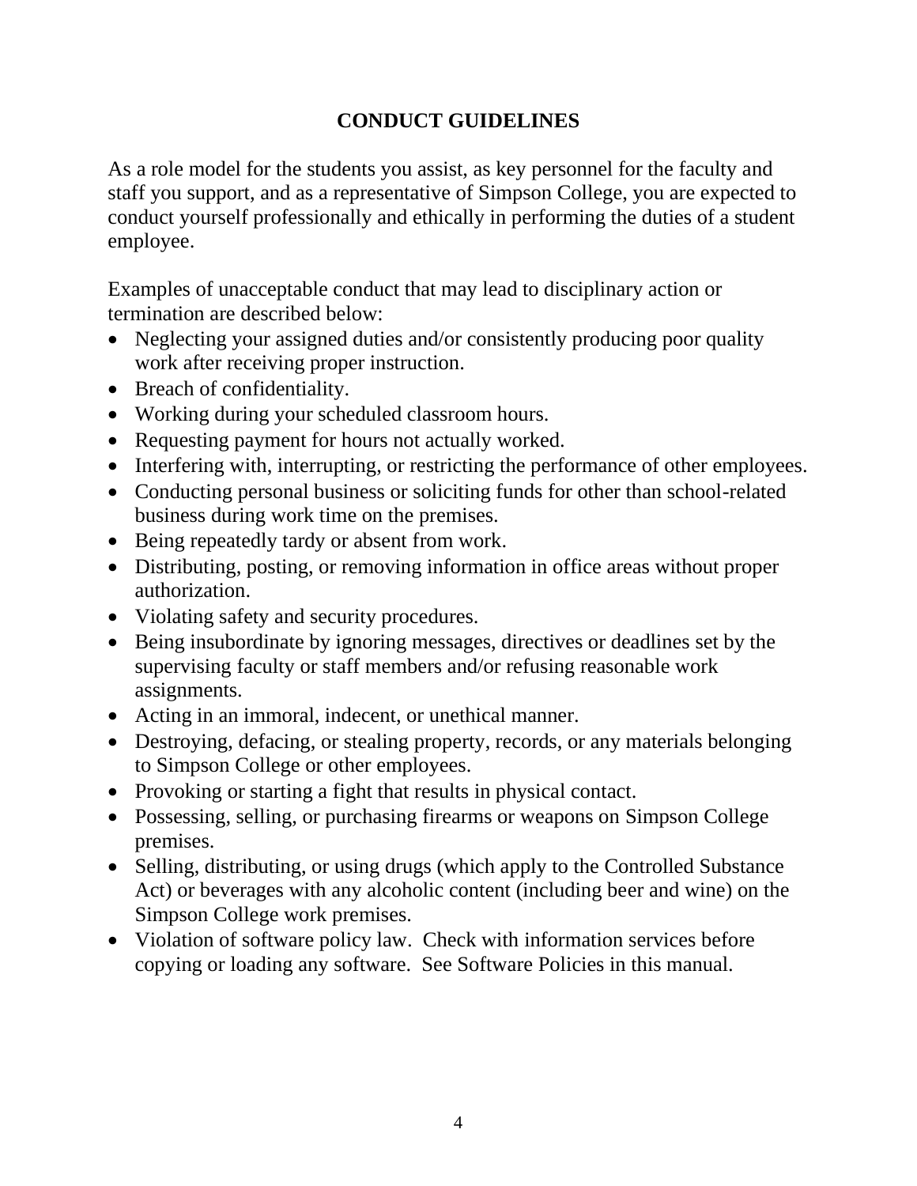## CONDUCT GUIDELINES

As a role model for the students you assist, as key personnel for the faculty and staff you support, and as a representative of Simpson College, you are expected to conduct yourself professionally and ethically in performing the duties of a student employee.

Examples of unacceptable conduct that may lead to disciplinary action or termination are described below:

- Neglecting your assigned duties and/or consistently producing poor quality work after receiving proper instruction.
- Breach of confidentiality.
- Working during your scheduled classroom hours.
- Requesting payment for hours not actually worked.
- Interfering with, interrupting, or restricting the performance of other employees.
- Conducting personal business or soliciting funds for other than school-related business during work time on the premises.
- Being repeatedly tardy or absent from work.
- Distributing, posting, or removing information in office areas without proper authorization.
- Violating safety and security procedures.
- Being insubordinate by ignoring messages, directives or deadlines set by the supervising faculty or staff members and/or refusing reasonable work assignments.
- Acting in an immoral, indecent, or unethical manner.
- Destroying, defacing, or stealing property, records, or any materials belonging to Simpson College or other employees.
- Provoking or starting a fight that results in physical contact.
- Possessing, selling, or purchasing firearms or weapons on Simpson College premises.
- Selling, distributing, or using drugs (which apply to the Controlled Substance Act) or beverages with any alcoholic content (including beer and wine) on the Simpson College work premises.
- Violation of software policy law. Check with information services before copying or loading any software. See Software Policies in this manual.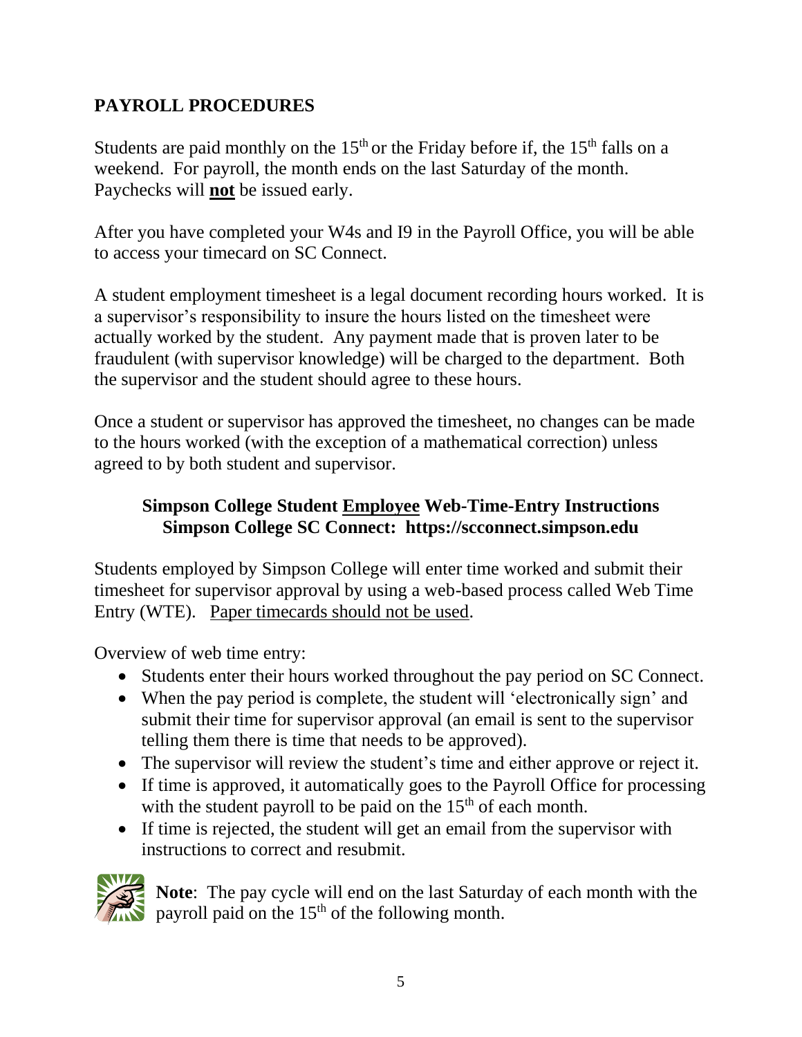## PAYROLL PROCEDURES

Students are paid monthly on the 15th or the Friday before if, the 15th falls on a weekend. For payroll, the month ends on the last Saturday of the month. Paychecks will **not** be issued early.

After you have completed your W4s and I9 in the Payroll Office, you will be able to access your timecard on SC Connect.

A student employment timesheet is a legal document recording hours worked. It is a supervisor's responsibility to insure the hours listed on the timesheet were actually worked by the student. Any payment made that is proven later to be fraudulent (with supervisor knowledge) will be charged to the department. Both the supervisor and the student should agree to these hours.

Once a student or supervisor has approved the timesheet, no changes can be made to the hours worked (with the exception of a mathematical correction) unless agreed to by both student and supervisor.

### Simpson College Student Employee Web-Time-Entry Instructions
### Simpson College SC Connect: https://scconnect.simpson.edu

Students employed by Simpson College will enter time worked and submit their timesheet for supervisor approval by using a web-based process called Web Time Entry (WTE). Paper timecards should not be used.

Overview of web time entry:

- Students enter their hours worked throughout the pay period on SC Connect.
- When the pay period is complete, the student will 'electronically sign' and submit their time for supervisor approval (an email is sent to the supervisor telling them there is time that needs to be approved).
- The supervisor will review the student's time and either approve or reject it.
- If time is approved, it automatically goes to the Payroll Office for processing with the student payroll to be paid on the 15th of each month.
- If time is rejected, the student will get an email from the supervisor with instructions to correct and resubmit.

**Note**: The pay cycle will end on the last Saturday of each month with the payroll paid on the 15th of the following month.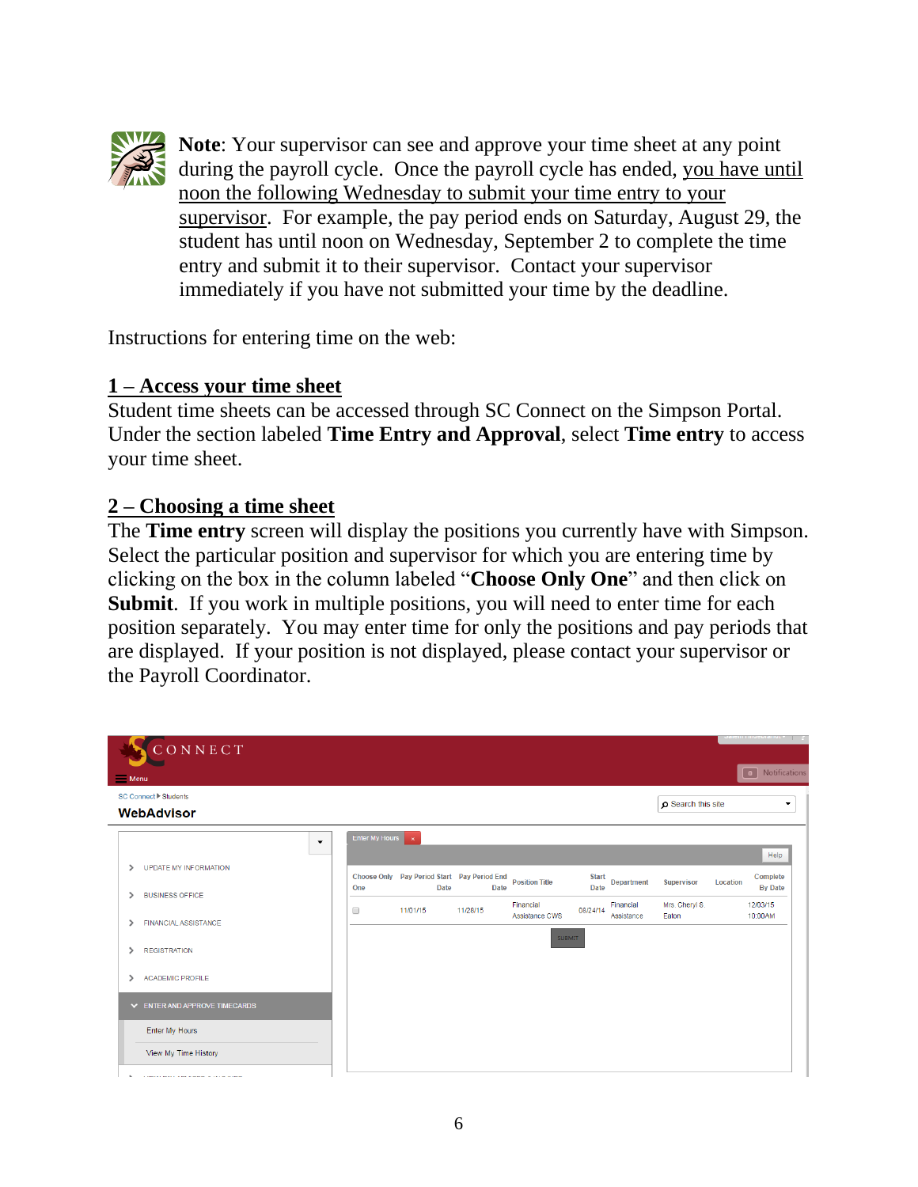**Note**: Your supervisor can see and approve your time sheet at any point during the payroll cycle. Once the payroll cycle has ended, you have until noon the following Wednesday to submit your time entry to your supervisor. For example, the pay period ends on Saturday, August 29, the student has until noon on Wednesday, September 2 to complete the time entry and submit it to their supervisor. Contact your supervisor immediately if you have not submitted your time by the deadline.

Instructions for entering time on the web:

## 1 – Access your time sheet

Student time sheets can be accessed through SC Connect on the Simpson Portal. Under the section labeled **Time Entry and Approval**, select **Time entry** to access your time sheet.

## 2 – Choosing a time sheet

The **Time entry** screen will display the positions you currently have with Simpson. Select the particular position and supervisor for which you are entering time by clicking on the box in the column labeled "**Choose Only One**" and then click on **Submit**. If you work in multiple positions, you will need to enter time for each position separately. You may enter time for only the positions and pay periods that are displayed. If your position is not displayed, please contact your supervisor or the Payroll Coordinator.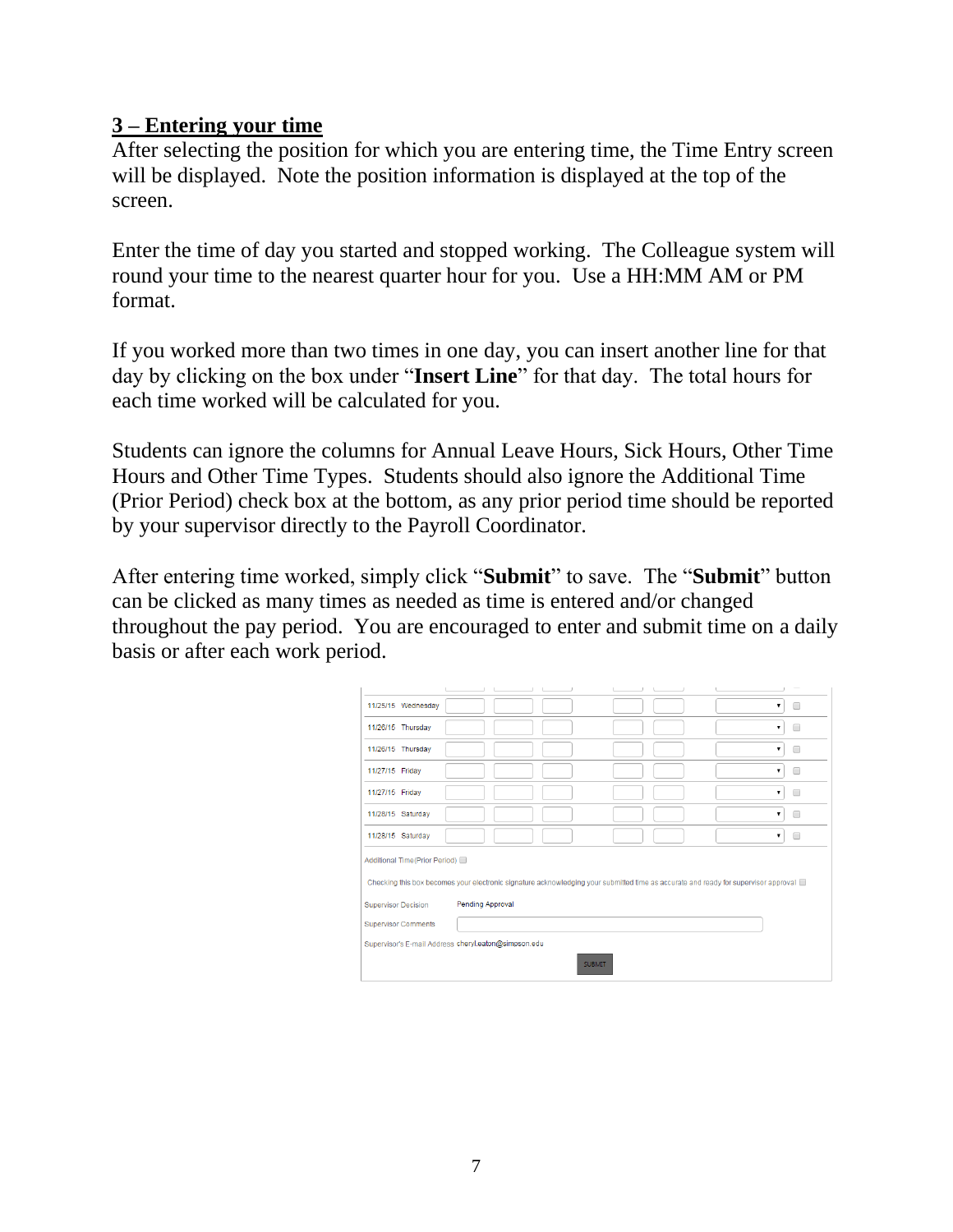## 3 – Entering your time

After selecting the position for which you are entering time, the Time Entry screen will be displayed. Note the position information is displayed at the top of the screen.

Enter the time of day you started and stopped working. The Colleague system will round your time to the nearest quarter hour for you. Use a HH:MM AM or PM format.

If you worked more than two times in one day, you can insert another line for that day by clicking on the box under "**Insert Line**" for that day. The total hours for each time worked will be calculated for you.

Students can ignore the columns for Annual Leave Hours, Sick Hours, Other Time Hours and Other Time Types. Students should also ignore the Additional Time (Prior Period) check box at the bottom, as any prior period time should be reported by your supervisor directly to the Payroll Coordinator.

After entering time worked, simply click "**Submit**" to save. The "**Submit**" button can be clicked as many times as needed as time is entered and/or changed throughout the pay period. You are encouraged to enter and submit time on a daily basis or after each work period.

11/25/15 Wednesday
11/26/15 Thursday
11/26/15 Thursday
11/27/15 Friday
11/27/15 Friday
11/28/15 Saturday
11/28/15 Saturday

Additional Time (Prior Period)

Checking this box becomes your electronic signature acknowledging your submitted time as accurate and ready for supervisor approval

Supervisor Decision Pending Approval

Supervisor Comments

Supervisor's E-mail Address cheryl.eaton@simpson.edu

SUBMIT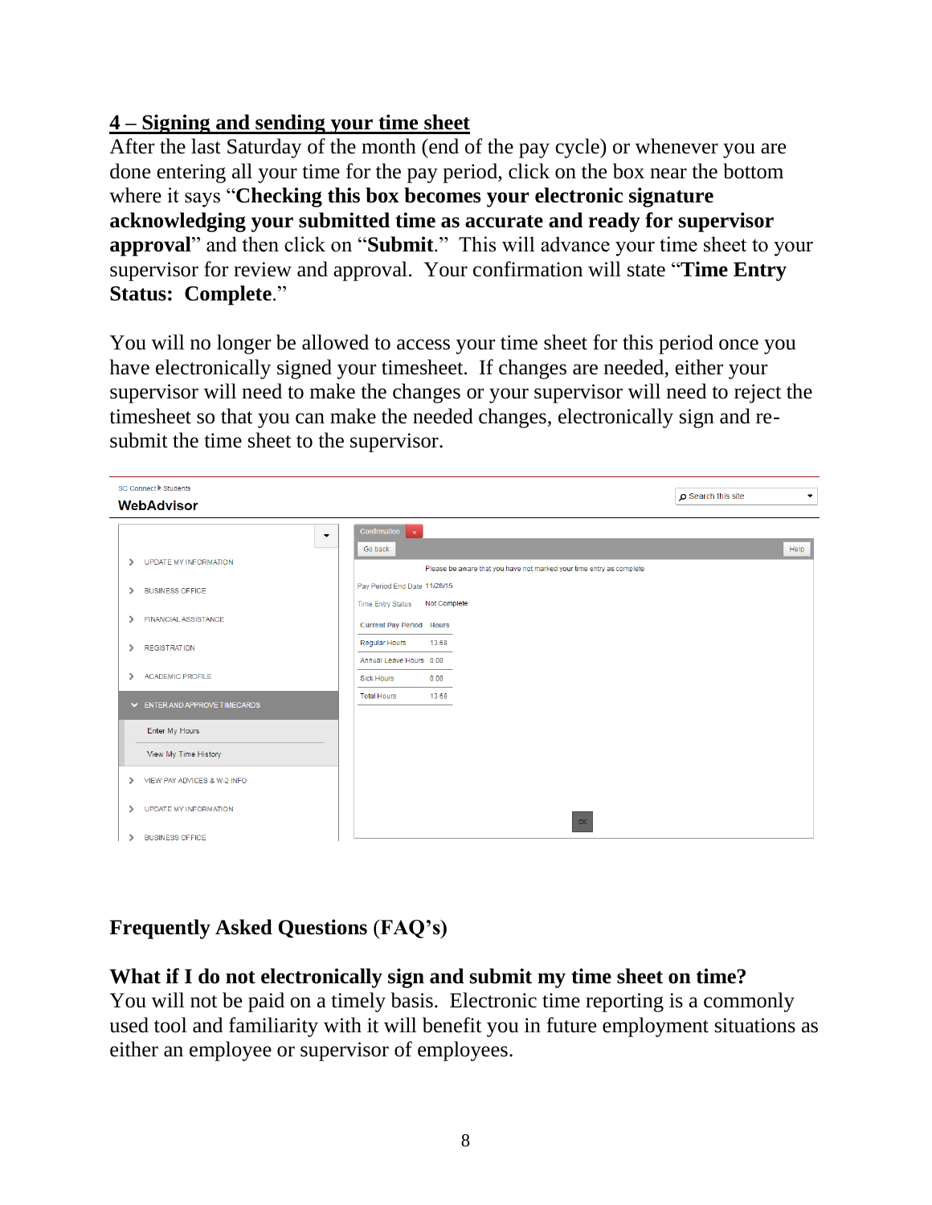## 4 – Signing and sending your time sheet

After the last Saturday of the month (end of the pay cycle) or whenever you are done entering all your time for the pay period, click on the box near the bottom where it says "**Checking this box becomes your electronic signature acknowledging your submitted time as accurate and ready for supervisor approval**" and then click on "**Submit**." This will advance your time sheet to your supervisor for review and approval. Your confirmation will state "**Time Entry Status: Complete**."

You will no longer be allowed to access your time sheet for this period once you have electronically signed your timesheet. If changes are needed, either your supervisor will need to make the changes or your supervisor will need to reject the timesheet so that you can make the needed changes, electronically sign and re-submit the time sheet to the supervisor.

## Frequently Asked Questions (FAQ's)

### What if I do not electronically sign and submit my time sheet on time?

You will not be paid on a timely basis. Electronic time reporting is a commonly used tool and familiarity with it will benefit you in future employment situations as either an employee or supervisor of employees.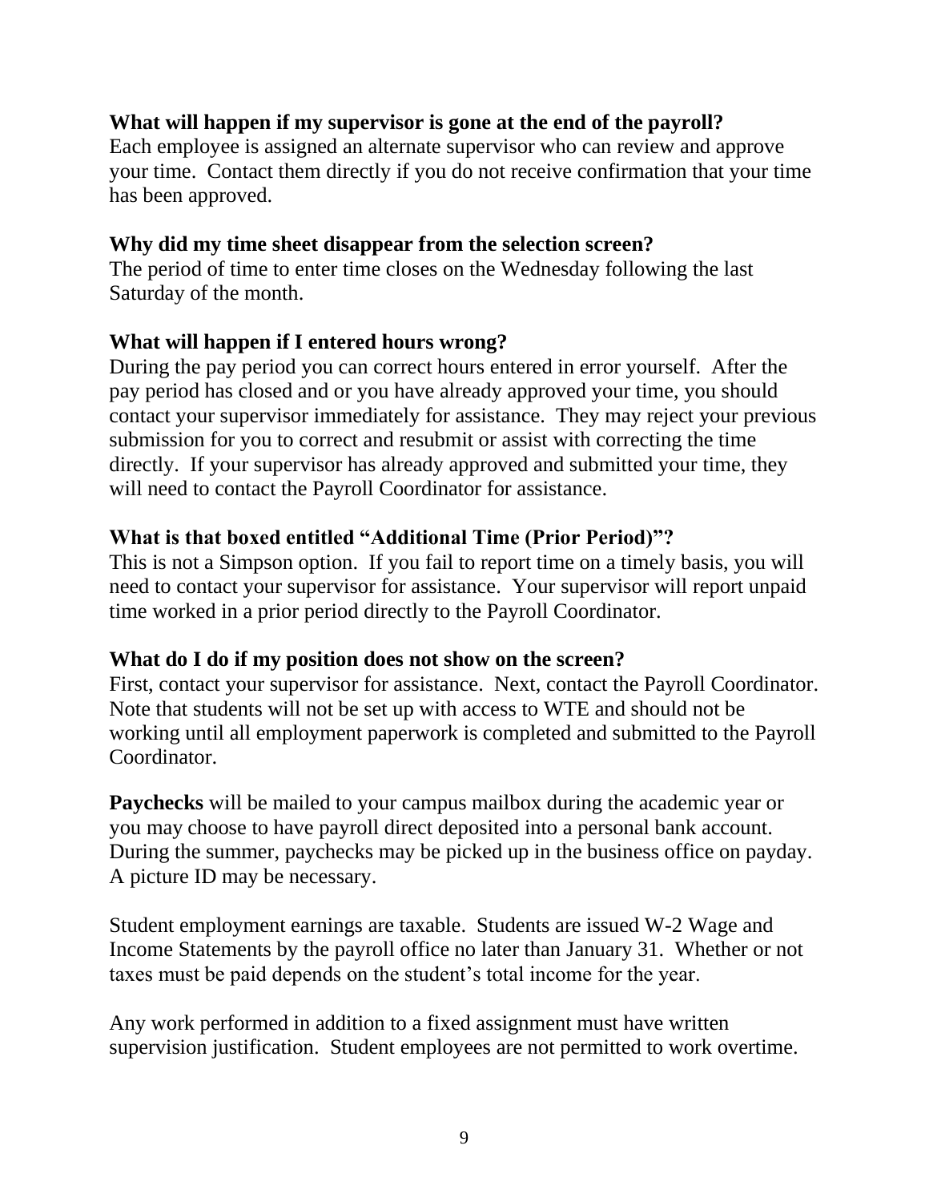**What will happen if my supervisor is gone at the end of the payroll?**
Each employee is assigned an alternate supervisor who can review and approve your time. Contact them directly if you do not receive confirmation that your time has been approved.

**Why did my time sheet disappear from the selection screen?**
The period of time to enter time closes on the Wednesday following the last Saturday of the month.

**What will happen if I entered hours wrong?**
During the pay period you can correct hours entered in error yourself. After the pay period has closed and or you have already approved your time, you should contact your supervisor immediately for assistance. They may reject your previous submission for you to correct and resubmit or assist with correcting the time directly. If your supervisor has already approved and submitted your time, they will need to contact the Payroll Coordinator for assistance.

**What is that boxed entitled "Additional Time (Prior Period)"?**
This is not a Simpson option. If you fail to report time on a timely basis, you will need to contact your supervisor for assistance. Your supervisor will report unpaid time worked in a prior period directly to the Payroll Coordinator.

**What do I do if my position does not show on the screen?**
First, contact your supervisor for assistance. Next, contact the Payroll Coordinator. Note that students will not be set up with access to WTE and should not be working until all employment paperwork is completed and submitted to the Payroll Coordinator.

**Paychecks** will be mailed to your campus mailbox during the academic year or you may choose to have payroll direct deposited into a personal bank account. During the summer, paychecks may be picked up in the business office on payday. A picture ID may be necessary.

Student employment earnings are taxable. Students are issued W-2 Wage and Income Statements by the payroll office no later than January 31. Whether or not taxes must be paid depends on the student's total income for the year.

Any work performed in addition to a fixed assignment must have written supervision justification. Student employees are not permitted to work overtime.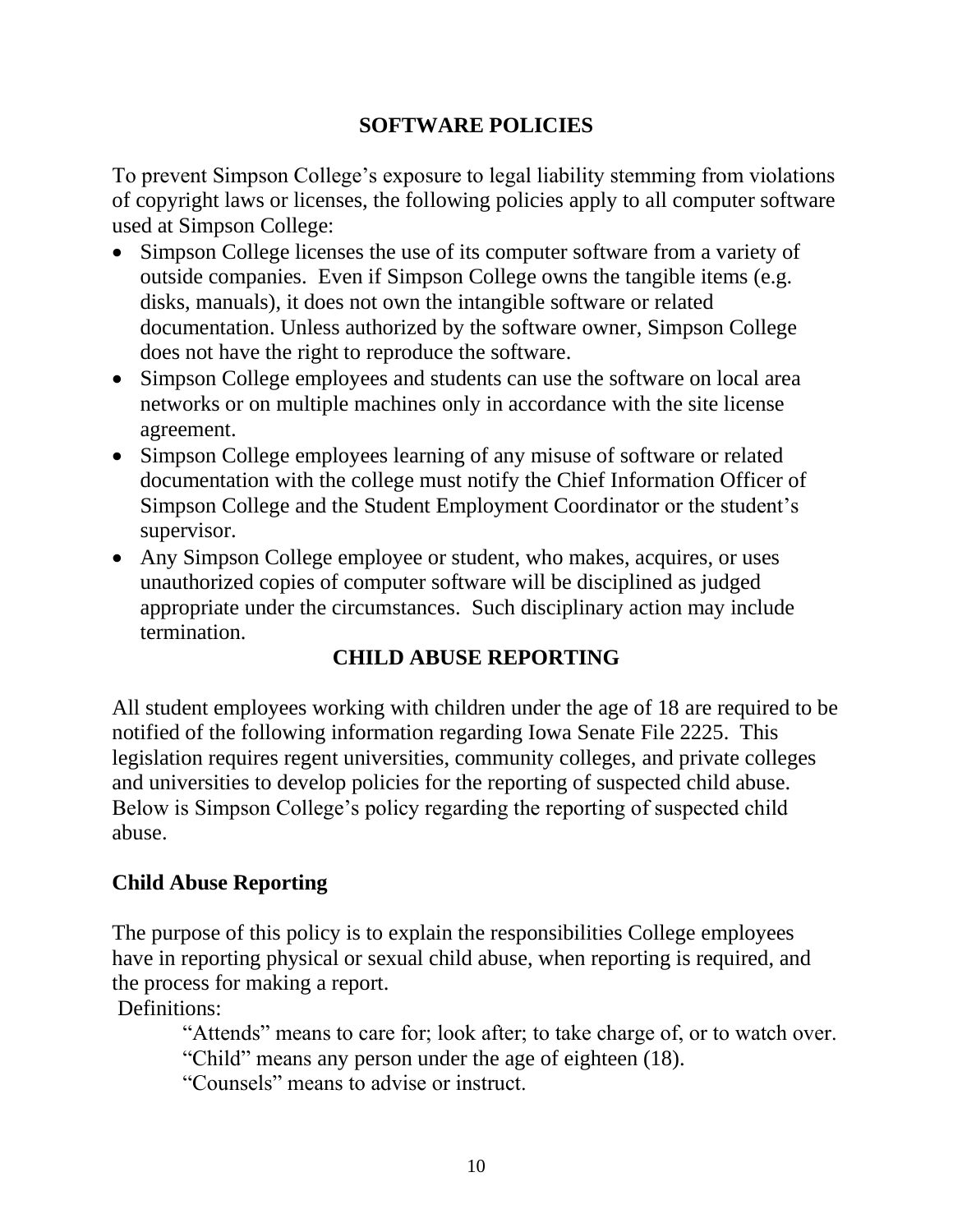## SOFTWARE POLICIES

To prevent Simpson College's exposure to legal liability stemming from violations of copyright laws or licenses, the following policies apply to all computer software used at Simpson College:

- Simpson College licenses the use of its computer software from a variety of outside companies. Even if Simpson College owns the tangible items (e.g. disks, manuals), it does not own the intangible software or related documentation. Unless authorized by the software owner, Simpson College does not have the right to reproduce the software.
- Simpson College employees and students can use the software on local area networks or on multiple machines only in accordance with the site license agreement.
- Simpson College employees learning of any misuse of software or related documentation with the college must notify the Chief Information Officer of Simpson College and the Student Employment Coordinator or the student's supervisor.
- Any Simpson College employee or student, who makes, acquires, or uses unauthorized copies of computer software will be disciplined as judged appropriate under the circumstances. Such disciplinary action may include termination.

## CHILD ABUSE REPORTING

All student employees working with children under the age of 18 are required to be notified of the following information regarding Iowa Senate File 2225. This legislation requires regent universities, community colleges, and private colleges and universities to develop policies for the reporting of suspected child abuse. Below is Simpson College's policy regarding the reporting of suspected child abuse.

### Child Abuse Reporting

The purpose of this policy is to explain the responsibilities College employees have in reporting physical or sexual child abuse, when reporting is required, and the process for making a report.

Definitions:

"Attends" means to care for; look after; to take charge of, or to watch over.

"Child" means any person under the age of eighteen (18).

"Counsels" means to advise or instruct.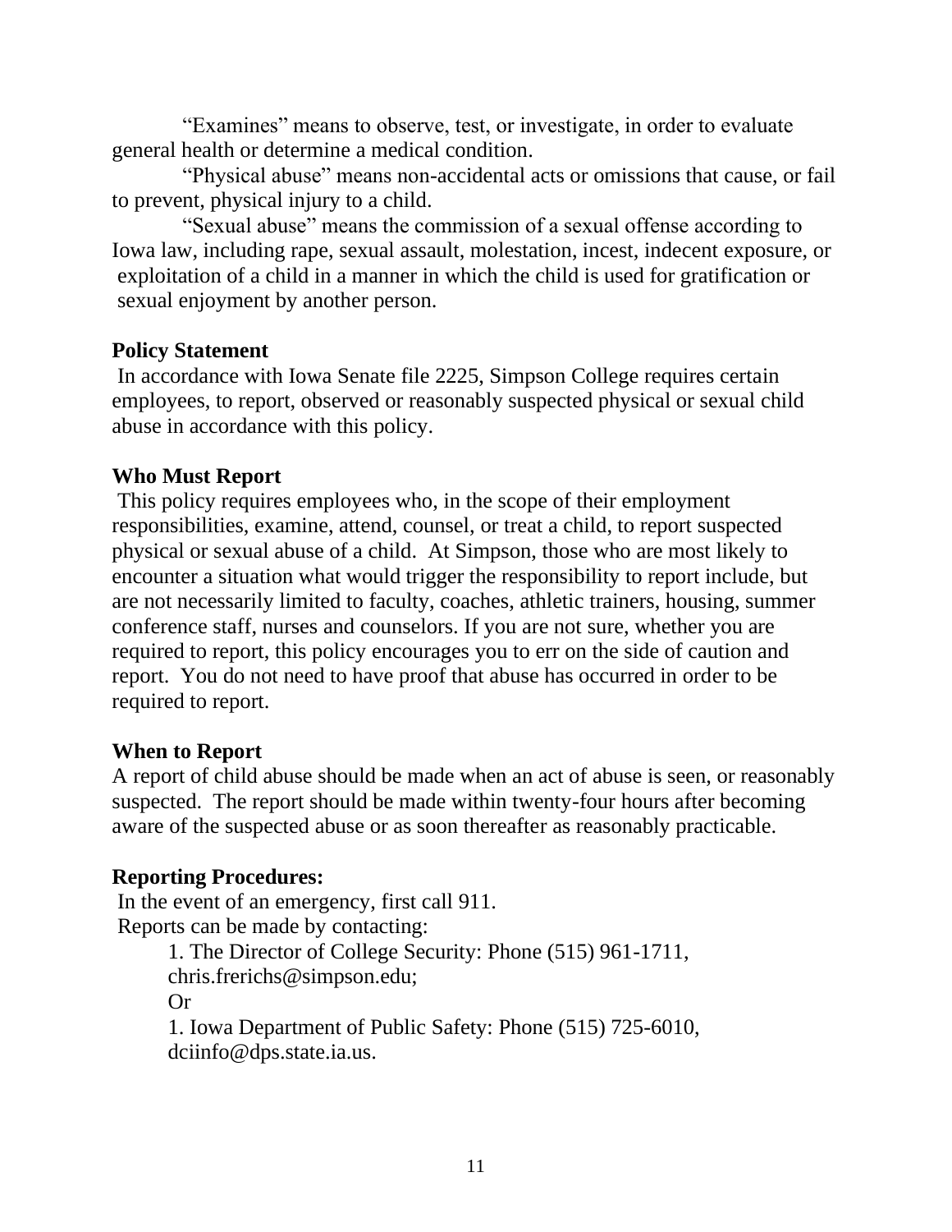"Examines" means to observe, test, or investigate, in order to evaluate general health or determine a medical condition.

"Physical abuse" means non-accidental acts or omissions that cause, or fail to prevent, physical injury to a child.

"Sexual abuse" means the commission of a sexual offense according to Iowa law, including rape, sexual assault, molestation, incest, indecent exposure, or exploitation of a child in a manner in which the child is used for gratification or sexual enjoyment by another person.

**Policy Statement**

In accordance with Iowa Senate file 2225, Simpson College requires certain employees, to report, observed or reasonably suspected physical or sexual child abuse in accordance with this policy.

**Who Must Report**

This policy requires employees who, in the scope of their employment responsibilities, examine, attend, counsel, or treat a child, to report suspected physical or sexual abuse of a child. At Simpson, those who are most likely to encounter a situation what would trigger the responsibility to report include, but are not necessarily limited to faculty, coaches, athletic trainers, housing, summer conference staff, nurses and counselors. If you are not sure, whether you are required to report, this policy encourages you to err on the side of caution and report. You do not need to have proof that abuse has occurred in order to be required to report.

**When to Report**

A report of child abuse should be made when an act of abuse is seen, or reasonably suspected. The report should be made within twenty-four hours after becoming aware of the suspected abuse or as soon thereafter as reasonably practicable.

**Reporting Procedures:**

In the event of an emergency, first call 911.
Reports can be made by contacting:

1. The Director of College Security: Phone (515) 961-1711, chris.frerichs@simpson.edu;

Or

1. Iowa Department of Public Safety: Phone (515) 725-6010, dciinfo@dps.state.ia.us.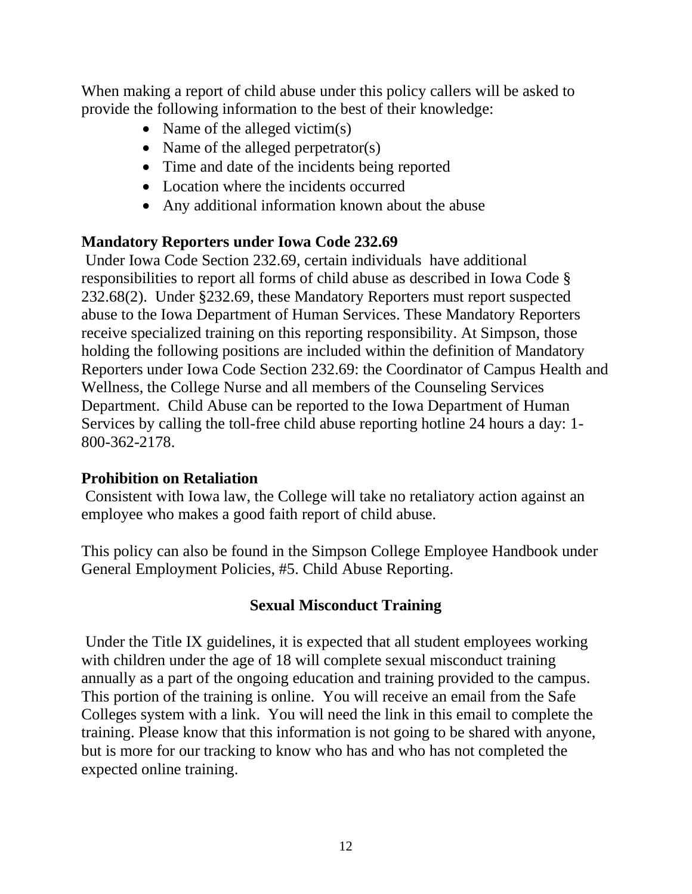When making a report of child abuse under this policy callers will be asked to provide the following information to the best of their knowledge:

- Name of the alleged victim(s)
- Name of the alleged perpetrator(s)
- Time and date of the incidents being reported
- Location where the incidents occurred
- Any additional information known about the abuse

**Mandatory Reporters under Iowa Code 232.69**

Under Iowa Code Section 232.69, certain individuals have additional responsibilities to report all forms of child abuse as described in Iowa Code § 232.68(2). Under §232.69, these Mandatory Reporters must report suspected abuse to the Iowa Department of Human Services. These Mandatory Reporters receive specialized training on this reporting responsibility. At Simpson, those holding the following positions are included within the definition of Mandatory Reporters under Iowa Code Section 232.69: the Coordinator of Campus Health and Wellness, the College Nurse and all members of the Counseling Services Department. Child Abuse can be reported to the Iowa Department of Human Services by calling the toll-free child abuse reporting hotline 24 hours a day: 1-800-362-2178.

**Prohibition on Retaliation**

Consistent with Iowa law, the College will take no retaliatory action against an employee who makes a good faith report of child abuse.

This policy can also be found in the Simpson College Employee Handbook under General Employment Policies, #5. Child Abuse Reporting.

## Sexual Misconduct Training

Under the Title IX guidelines, it is expected that all student employees working with children under the age of 18 will complete sexual misconduct training annually as a part of the ongoing education and training provided to the campus. This portion of the training is online. You will receive an email from the Safe Colleges system with a link. You will need the link in this email to complete the training. Please know that this information is not going to be shared with anyone, but is more for our tracking to know who has and who has not completed the expected online training.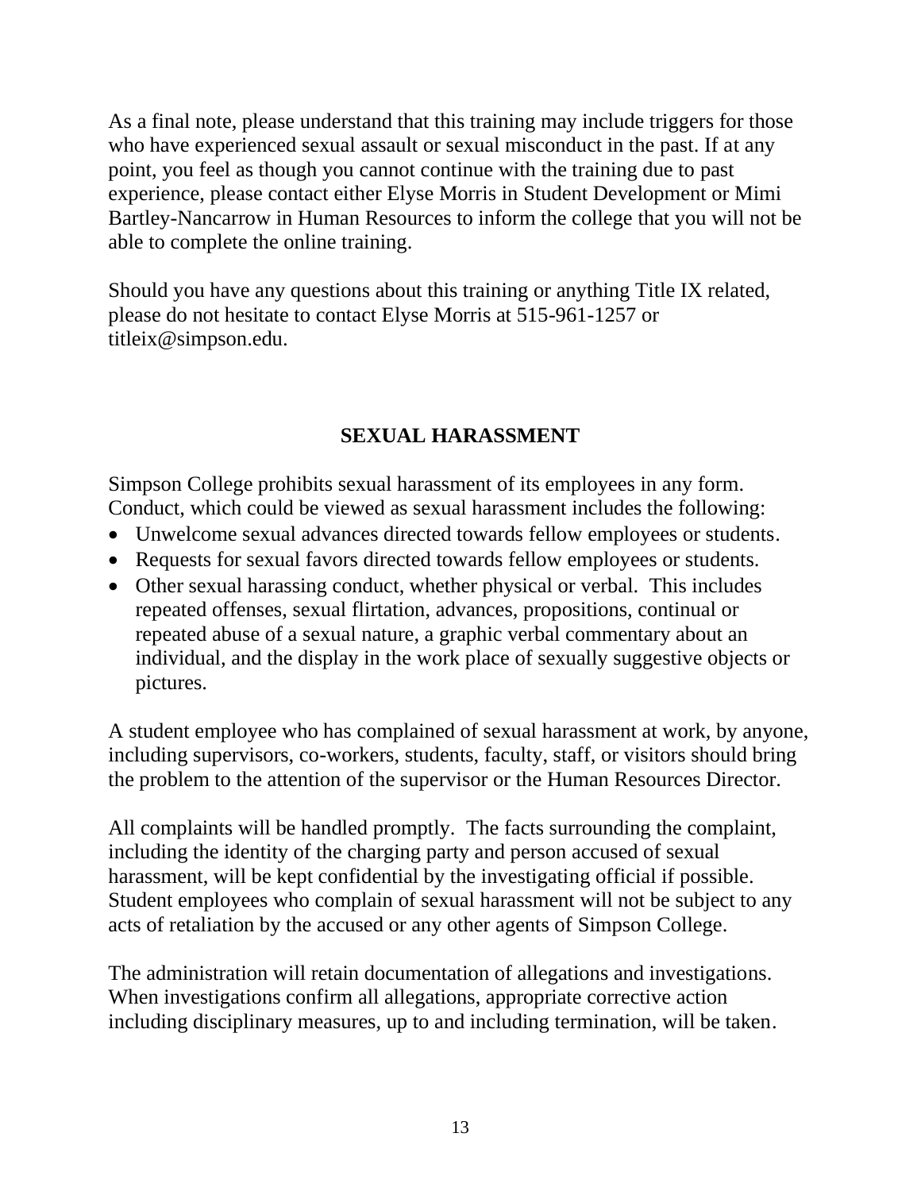As a final note, please understand that this training may include triggers for those who have experienced sexual assault or sexual misconduct in the past. If at any point, you feel as though you cannot continue with the training due to past experience, please contact either Elyse Morris in Student Development or Mimi Bartley-Nancarrow in Human Resources to inform the college that you will not be able to complete the online training.

Should you have any questions about this training or anything Title IX related, please do not hesitate to contact Elyse Morris at 515-961-1257 or titleix@simpson.edu.

## SEXUAL HARASSMENT

Simpson College prohibits sexual harassment of its employees in any form. Conduct, which could be viewed as sexual harassment includes the following:

- Unwelcome sexual advances directed towards fellow employees or students.
- Requests for sexual favors directed towards fellow employees or students.
- Other sexual harassing conduct, whether physical or verbal. This includes repeated offenses, sexual flirtation, advances, propositions, continual or repeated abuse of a sexual nature, a graphic verbal commentary about an individual, and the display in the work place of sexually suggestive objects or pictures.

A student employee who has complained of sexual harassment at work, by anyone, including supervisors, co-workers, students, faculty, staff, or visitors should bring the problem to the attention of the supervisor or the Human Resources Director.

All complaints will be handled promptly. The facts surrounding the complaint, including the identity of the charging party and person accused of sexual harassment, will be kept confidential by the investigating official if possible. Student employees who complain of sexual harassment will not be subject to any acts of retaliation by the accused or any other agents of Simpson College.

The administration will retain documentation of allegations and investigations. When investigations confirm all allegations, appropriate corrective action including disciplinary measures, up to and including termination, will be taken.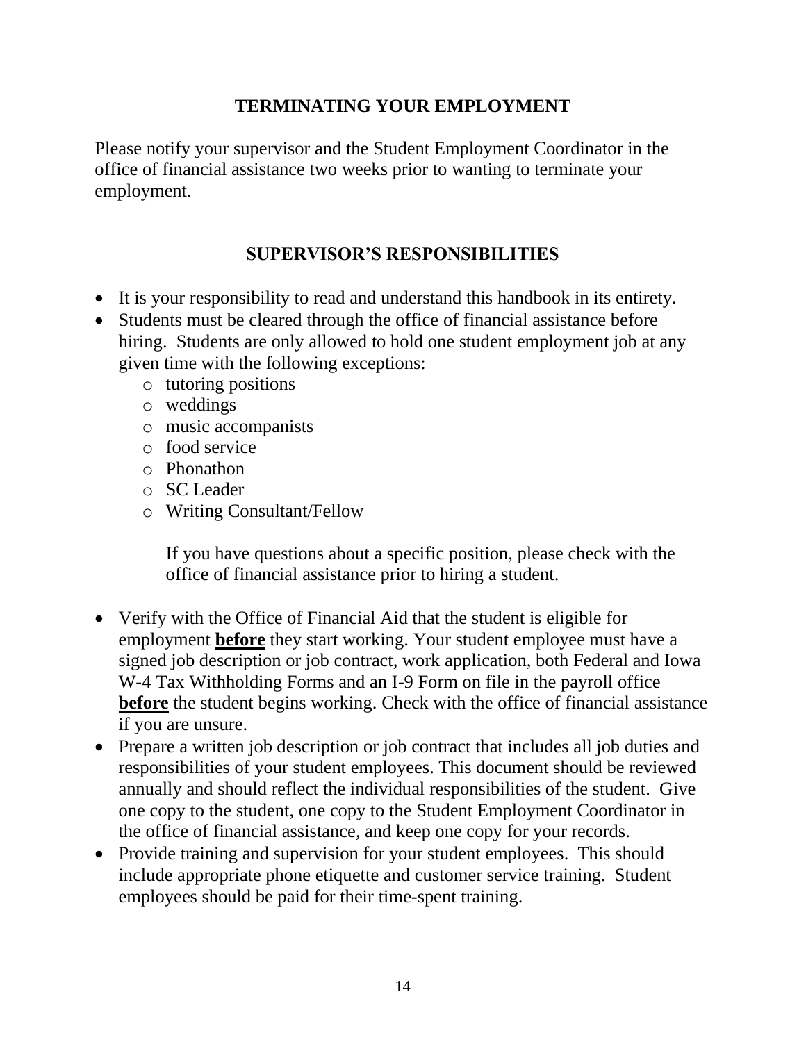## TERMINATING YOUR EMPLOYMENT

Please notify your supervisor and the Student Employment Coordinator in the office of financial assistance two weeks prior to wanting to terminate your employment.

## SUPERVISOR'S RESPONSIBILITIES

- It is your responsibility to read and understand this handbook in its entirety.
- Students must be cleared through the office of financial assistance before hiring. Students are only allowed to hold one student employment job at any given time with the following exceptions:
  - tutoring positions
  - weddings
  - music accompanists
  - food service
  - Phonathon
  - SC Leader
  - Writing Consultant/Fellow

  If you have questions about a specific position, please check with the office of financial assistance prior to hiring a student.

- Verify with the Office of Financial Aid that the student is eligible for employment **before** they start working. Your student employee must have a signed job description or job contract, work application, both Federal and Iowa W-4 Tax Withholding Forms and an I-9 Form on file in the payroll office **before** the student begins working. Check with the office of financial assistance if you are unsure.
- Prepare a written job description or job contract that includes all job duties and responsibilities of your student employees. This document should be reviewed annually and should reflect the individual responsibilities of the student. Give one copy to the student, one copy to the Student Employment Coordinator in the office of financial assistance, and keep one copy for your records.
- Provide training and supervision for your student employees. This should include appropriate phone etiquette and customer service training. Student employees should be paid for their time-spent training.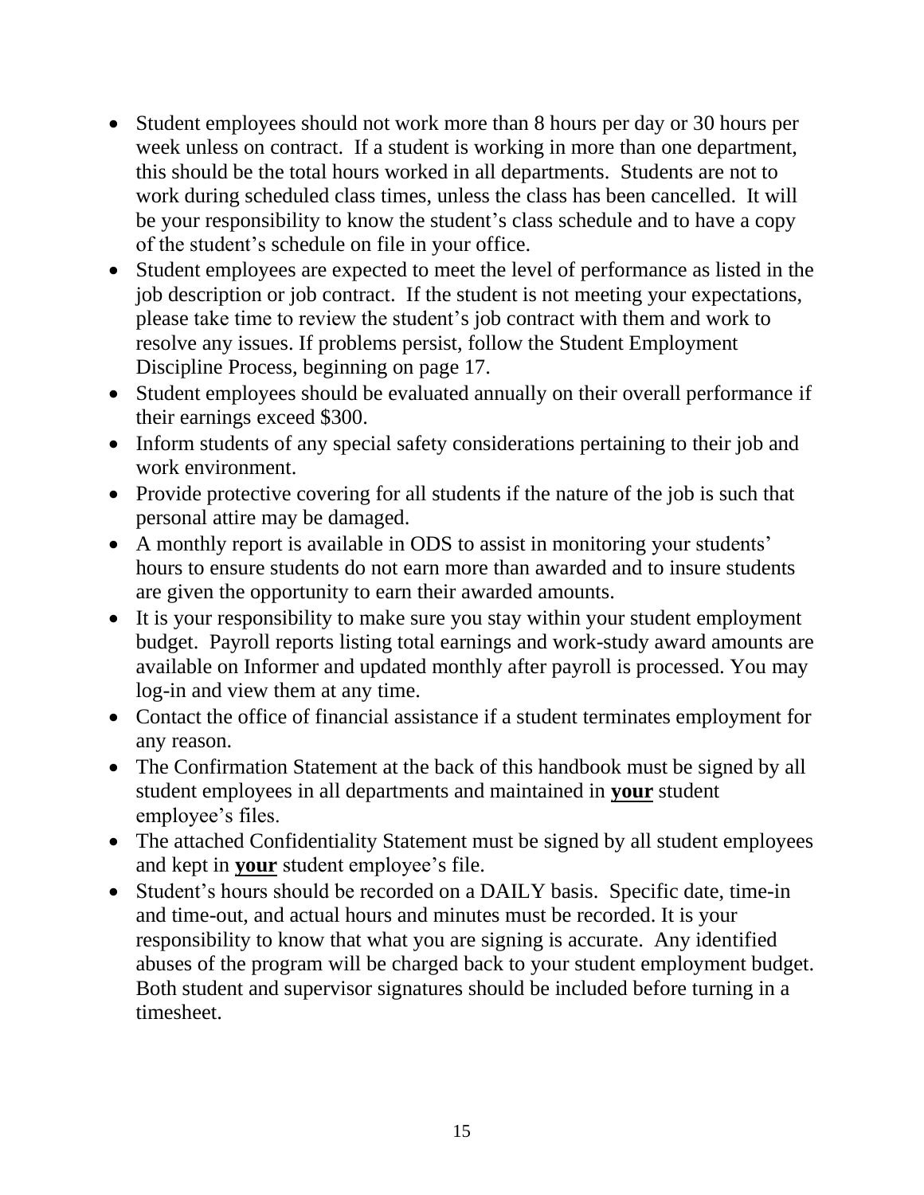- Student employees should not work more than 8 hours per day or 30 hours per week unless on contract. If a student is working in more than one department, this should be the total hours worked in all departments. Students are not to work during scheduled class times, unless the class has been cancelled. It will be your responsibility to know the student's class schedule and to have a copy of the student's schedule on file in your office.
- Student employees are expected to meet the level of performance as listed in the job description or job contract. If the student is not meeting your expectations, please take time to review the student's job contract with them and work to resolve any issues. If problems persist, follow the Student Employment Discipline Process, beginning on page 17.
- Student employees should be evaluated annually on their overall performance if their earnings exceed $300.
- Inform students of any special safety considerations pertaining to their job and work environment.
- Provide protective covering for all students if the nature of the job is such that personal attire may be damaged.
- A monthly report is available in ODS to assist in monitoring your students' hours to ensure students do not earn more than awarded and to insure students are given the opportunity to earn their awarded amounts.
- It is your responsibility to make sure you stay within your student employment budget. Payroll reports listing total earnings and work-study award amounts are available on Informer and updated monthly after payroll is processed. You may log-in and view them at any time.
- Contact the office of financial assistance if a student terminates employment for any reason.
- The Confirmation Statement at the back of this handbook must be signed by all student employees in all departments and maintained in **<u>your</u>** student employee's files.
- The attached Confidentiality Statement must be signed by all student employees and kept in **<u>your</u>** student employee's file.
- Student's hours should be recorded on a DAILY basis. Specific date, time-in and time-out, and actual hours and minutes must be recorded. It is your responsibility to know that what you are signing is accurate. Any identified abuses of the program will be charged back to your student employment budget. Both student and supervisor signatures should be included before turning in a timesheet.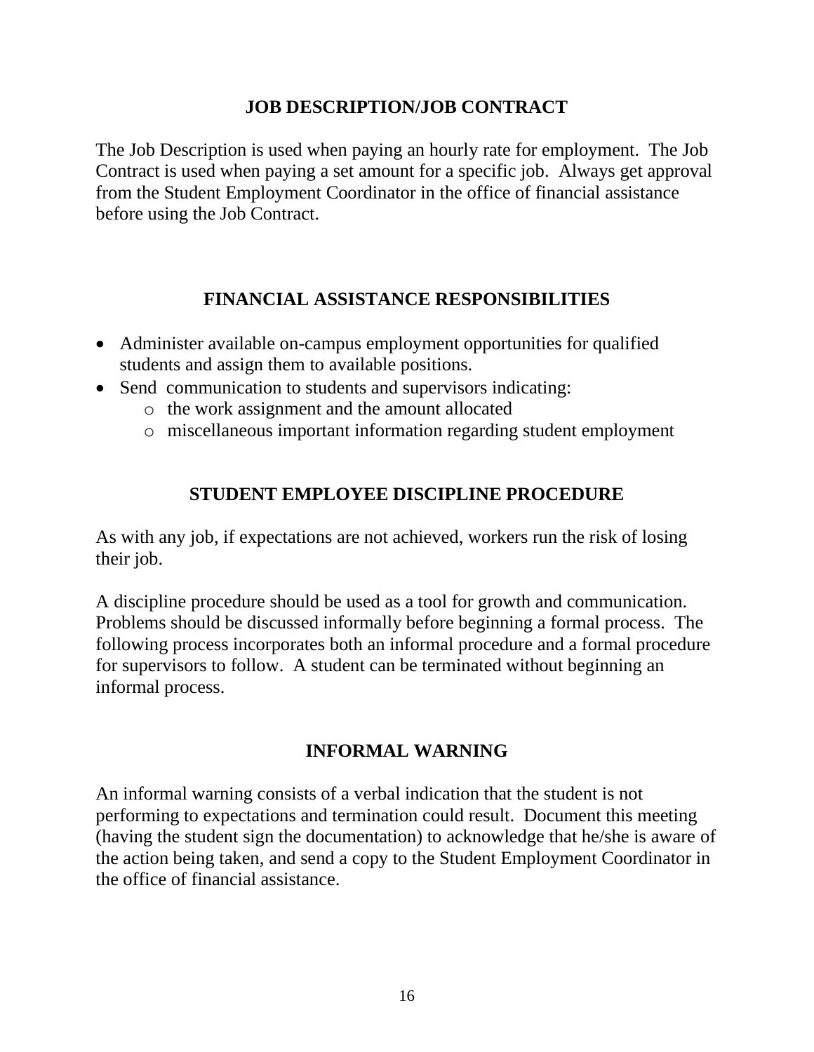## JOB DESCRIPTION/JOB CONTRACT

The Job Description is used when paying an hourly rate for employment. The Job Contract is used when paying a set amount for a specific job. Always get approval from the Student Employment Coordinator in the office of financial assistance before using the Job Contract.

## FINANCIAL ASSISTANCE RESPONSIBILITIES

- Administer available on-campus employment opportunities for qualified students and assign them to available positions.
- Send communication to students and supervisors indicating:
  - the work assignment and the amount allocated
  - miscellaneous important information regarding student employment

## STUDENT EMPLOYEE DISCIPLINE PROCEDURE

As with any job, if expectations are not achieved, workers run the risk of losing their job.

A discipline procedure should be used as a tool for growth and communication. Problems should be discussed informally before beginning a formal process. The following process incorporates both an informal procedure and a formal procedure for supervisors to follow. A student can be terminated without beginning an informal process.

## INFORMAL WARNING

An informal warning consists of a verbal indication that the student is not performing to expectations and termination could result. Document this meeting (having the student sign the documentation) to acknowledge that he/she is aware of the action being taken, and send a copy to the Student Employment Coordinator in the office of financial assistance.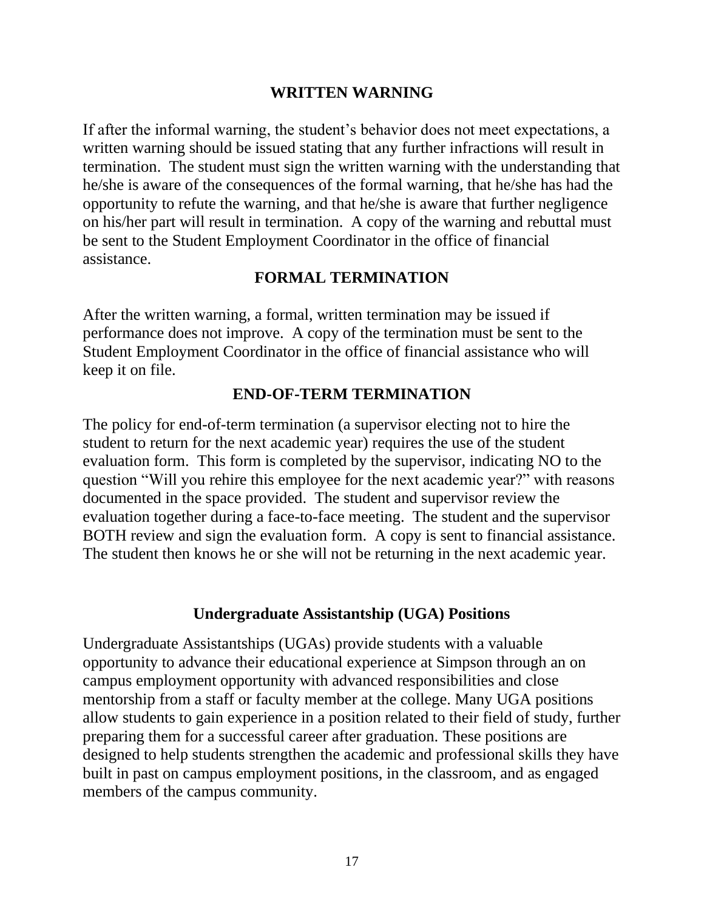## WRITTEN WARNING

If after the informal warning, the student's behavior does not meet expectations, a written warning should be issued stating that any further infractions will result in termination. The student must sign the written warning with the understanding that he/she is aware of the consequences of the formal warning, that he/she has had the opportunity to refute the warning, and that he/she is aware that further negligence on his/her part will result in termination. A copy of the warning and rebuttal must be sent to the Student Employment Coordinator in the office of financial assistance.

## FORMAL TERMINATION

After the written warning, a formal, written termination may be issued if performance does not improve. A copy of the termination must be sent to the Student Employment Coordinator in the office of financial assistance who will keep it on file.

## END-OF-TERM TERMINATION

The policy for end-of-term termination (a supervisor electing not to hire the student to return for the next academic year) requires the use of the student evaluation form. This form is completed by the supervisor, indicating NO to the question "Will you rehire this employee for the next academic year?" with reasons documented in the space provided. The student and supervisor review the evaluation together during a face-to-face meeting. The student and the supervisor BOTH review and sign the evaluation form. A copy is sent to financial assistance. The student then knows he or she will not be returning in the next academic year.

## Undergraduate Assistantship (UGA) Positions

Undergraduate Assistantships (UGAs) provide students with a valuable opportunity to advance their educational experience at Simpson through an on campus employment opportunity with advanced responsibilities and close mentorship from a staff or faculty member at the college. Many UGA positions allow students to gain experience in a position related to their field of study, further preparing them for a successful career after graduation. These positions are designed to help students strengthen the academic and professional skills they have built in past on campus employment positions, in the classroom, and as engaged members of the campus community.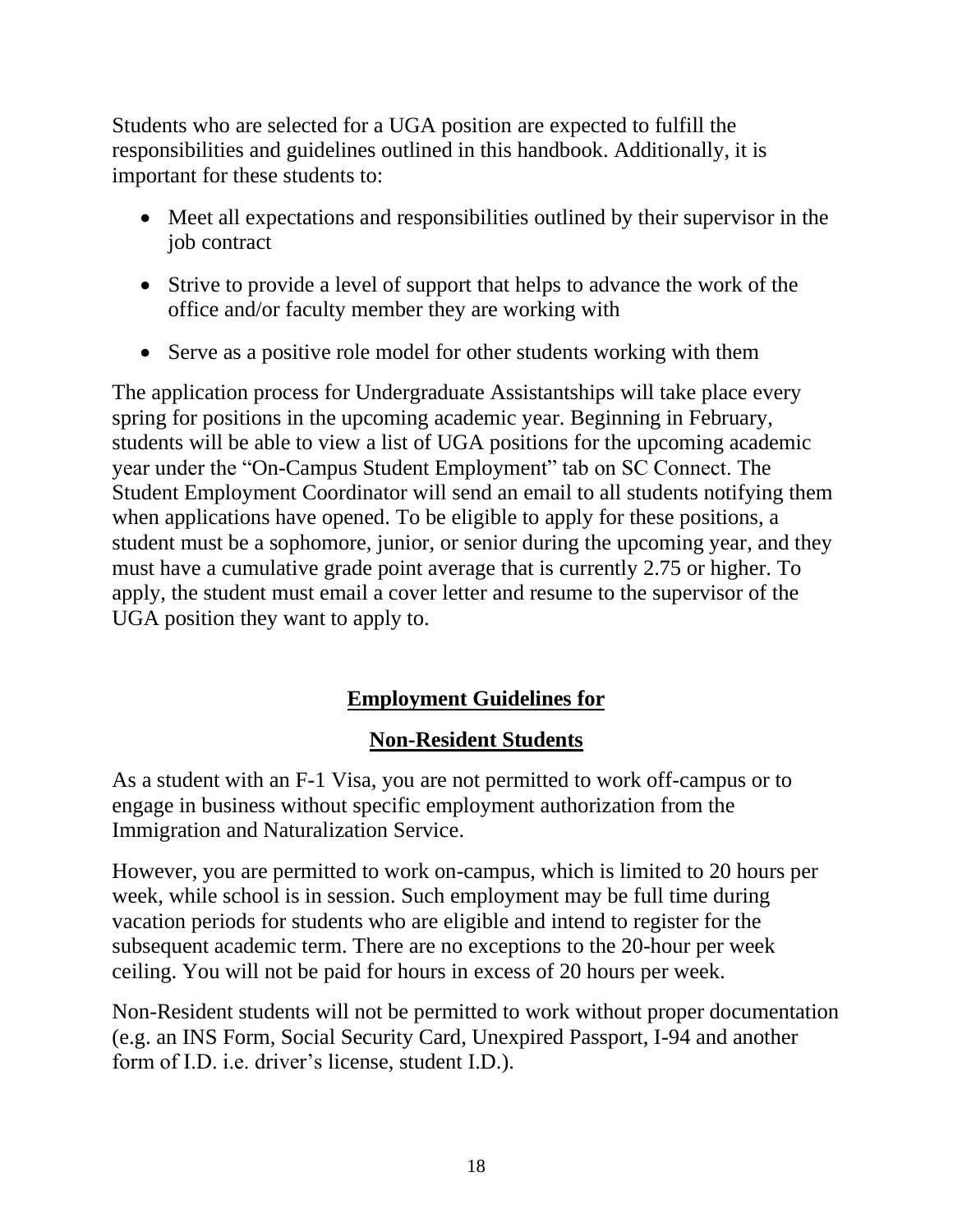Students who are selected for a UGA position are expected to fulfill the responsibilities and guidelines outlined in this handbook. Additionally, it is important for these students to:

- Meet all expectations and responsibilities outlined by their supervisor in the job contract
- Strive to provide a level of support that helps to advance the work of the office and/or faculty member they are working with
- Serve as a positive role model for other students working with them

The application process for Undergraduate Assistantships will take place every spring for positions in the upcoming academic year. Beginning in February, students will be able to view a list of UGA positions for the upcoming academic year under the "On-Campus Student Employment" tab on SC Connect. The Student Employment Coordinator will send an email to all students notifying them when applications have opened. To be eligible to apply for these positions, a student must be a sophomore, junior, or senior during the upcoming year, and they must have a cumulative grade point average that is currently 2.75 or higher. To apply, the student must email a cover letter and resume to the supervisor of the UGA position they want to apply to.

## Employment Guidelines for Non-Resident Students

As a student with an F-1 Visa, you are not permitted to work off-campus or to engage in business without specific employment authorization from the Immigration and Naturalization Service.

However, you are permitted to work on-campus, which is limited to 20 hours per week, while school is in session. Such employment may be full time during vacation periods for students who are eligible and intend to register for the subsequent academic term. There are no exceptions to the 20-hour per week ceiling. You will not be paid for hours in excess of 20 hours per week.

Non-Resident students will not be permitted to work without proper documentation (e.g. an INS Form, Social Security Card, Unexpired Passport, I-94 and another form of I.D. i.e. driver's license, student I.D.).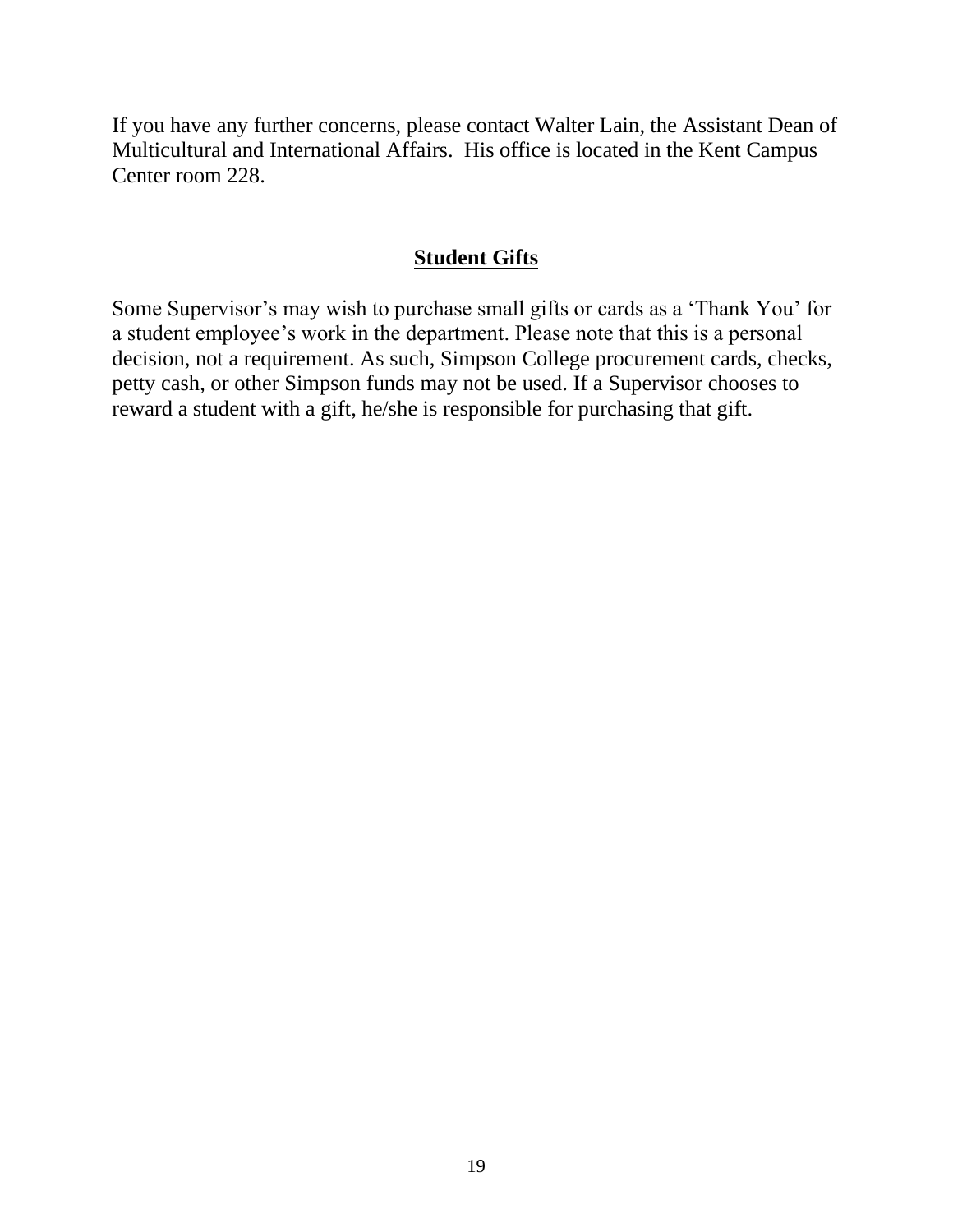If you have any further concerns, please contact Walter Lain, the Assistant Dean of Multicultural and International Affairs. His office is located in the Kent Campus Center room 228.

## Student Gifts

Some Supervisor's may wish to purchase small gifts or cards as a 'Thank You' for a student employee's work in the department. Please note that this is a personal decision, not a requirement. As such, Simpson College procurement cards, checks, petty cash, or other Simpson funds may not be used. If a Supervisor chooses to reward a student with a gift, he/she is responsible for purchasing that gift.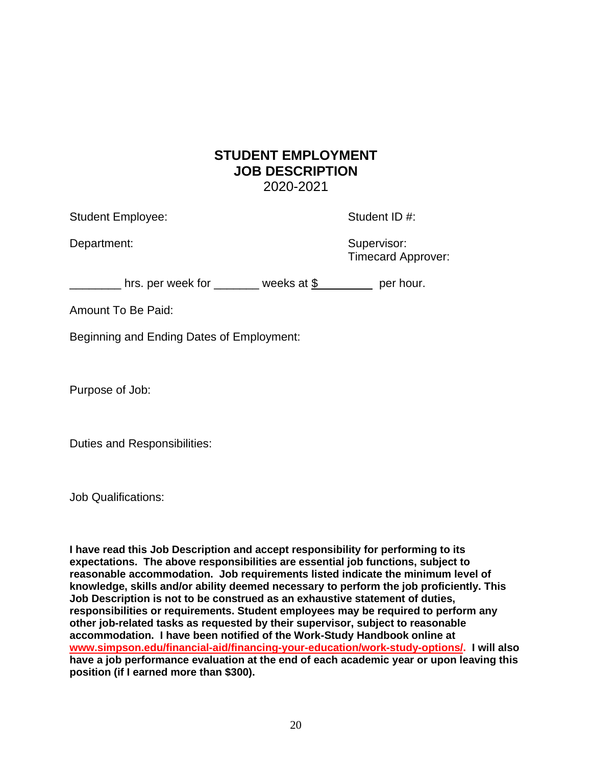# STUDENT EMPLOYMENT
# JOB DESCRIPTION
2020-2021

Student Employee: Student ID #:

Department: Supervisor:
Timecard Approver:

________ hrs. per week for _______ weeks at $_________ per hour.

Amount To Be Paid:

Beginning and Ending Dates of Employment:

Purpose of Job:

Duties and Responsibilities:

Job Qualifications:

**I have read this Job Description and accept responsibility for performing to its expectations. The above responsibilities are essential job functions, subject to reasonable accommodation. Job requirements listed indicate the minimum level of knowledge, skills and/or ability deemed necessary to perform the job proficiently. This Job Description is not to be construed as an exhaustive statement of duties, responsibilities or requirements. Student employees may be required to perform any other job-related tasks as requested by their supervisor, subject to reasonable accommodation. I have been notified of the Work-Study Handbook online at www.simpson.edu/financial-aid/financing-your-education/work-study-options/. I will also have a job performance evaluation at the end of each academic year or upon leaving this position (if I earned more than $300).**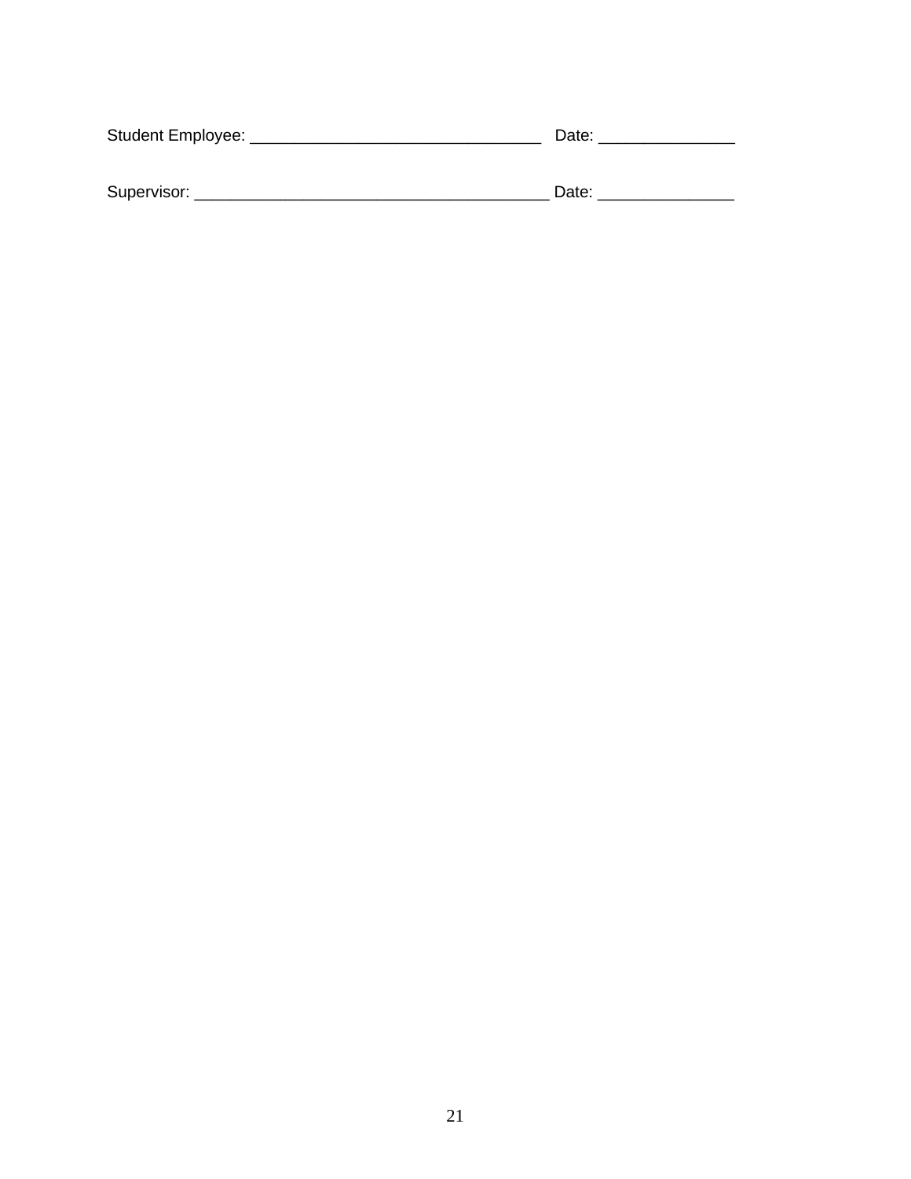Student Employee: ________________________________ Date: _______________

Supervisor: ________________________________________ Date: _______________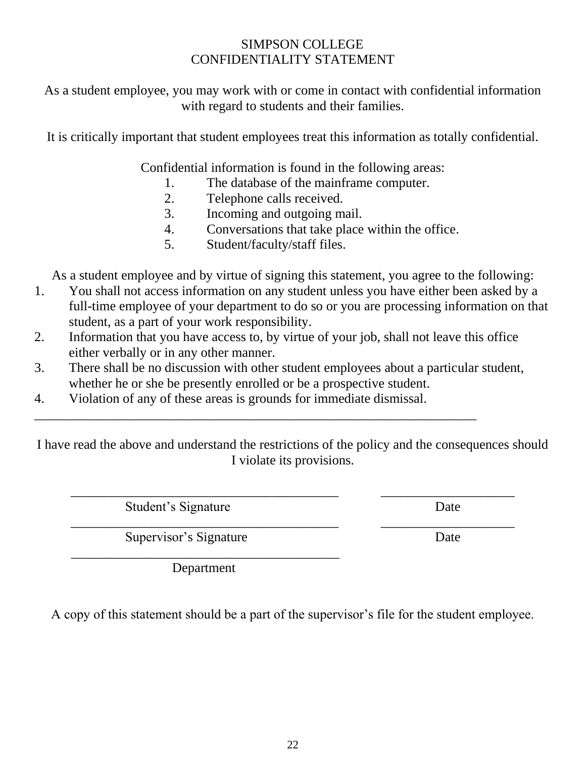# SIMPSON COLLEGE
# CONFIDENTIALITY STATEMENT

As a student employee, you may work with or come in contact with confidential information with regard to students and their families.

It is critically important that student employees treat this information as totally confidential.

Confidential information is found in the following areas:

1. The database of the mainframe computer.
2. Telephone calls received.
3. Incoming and outgoing mail.
4. Conversations that take place within the office.
5. Student/faculty/staff files.

As a student employee and by virtue of signing this statement, you agree to the following:

1. You shall not access information on any student unless you have either been asked by a full-time employee of your department to do so or you are processing information on that student, as a part of your work responsibility.
2. Information that you have access to, by virtue of your job, shall not leave this office either verbally or in any other manner.
3. There shall be no discussion with other student employees about a particular student, whether he or she be presently enrolled or be a prospective student.
4. Violation of any of these areas is grounds for immediate dismissal.

---

I have read the above and understand the restrictions of the policy and the consequences should I violate its provisions.

\_\_\_\_\_\_\_\_\_\_\_\_\_\_\_\_\_\_\_\_\_\_\_\_\_\_\_\_\_\_\_\_\_\_\_\_\_\_\_\_ &nbsp;&nbsp;&nbsp;&nbsp; \_\_\_\_\_\_\_\_\_\_\_\_\_\_\_\_\_\_\_\_
Student's Signature &nbsp;&nbsp;&nbsp;&nbsp; Date

\_\_\_\_\_\_\_\_\_\_\_\_\_\_\_\_\_\_\_\_\_\_\_\_\_\_\_\_\_\_\_\_\_\_\_\_\_\_\_\_ &nbsp;&nbsp;&nbsp;&nbsp; \_\_\_\_\_\_\_\_\_\_\_\_\_\_\_\_\_\_\_\_
Supervisor's Signature &nbsp;&nbsp;&nbsp;&nbsp; Date

\_\_\_\_\_\_\_\_\_\_\_\_\_\_\_\_\_\_\_\_\_\_\_\_\_\_\_\_\_\_\_\_\_\_\_\_\_\_\_\_
Department

A copy of this statement should be a part of the supervisor's file for the student employee.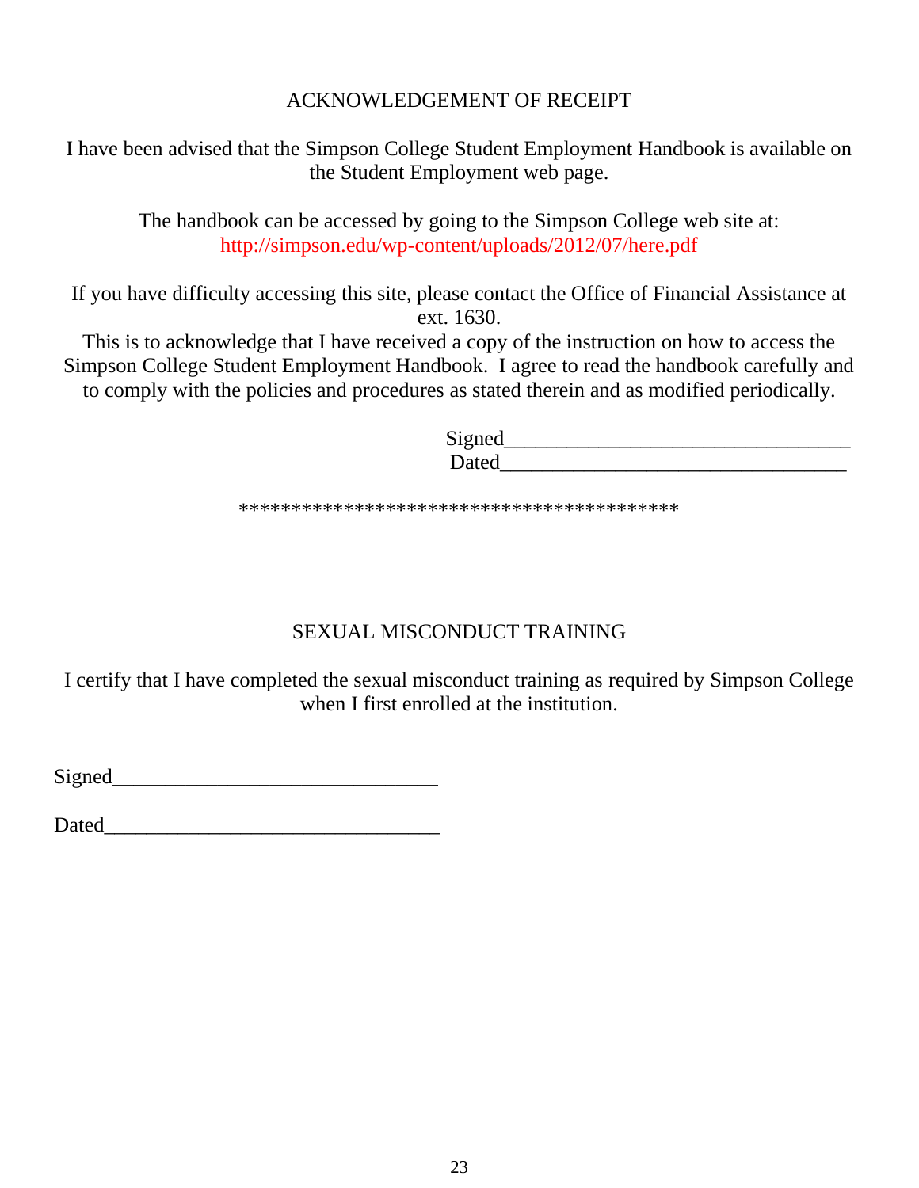## ACKNOWLEDGEMENT OF RECEIPT

I have been advised that the Simpson College Student Employment Handbook is available on the Student Employment web page.

The handbook can be accessed by going to the Simpson College web site at: http://simpson.edu/wp-content/uploads/2012/07/here.pdf

If you have difficulty accessing this site, please contact the Office of Financial Assistance at ext. 1630.

This is to acknowledge that I have received a copy of the instruction on how to access the Simpson College Student Employment Handbook. I agree to read the handbook carefully and to comply with the policies and procedures as stated therein and as modified periodically.

Signed_________________________________

Dated_________________________________

******************************************

## SEXUAL MISCONDUCT TRAINING

I certify that I have completed the sexual misconduct training as required by Simpson College when I first enrolled at the institution.

Signed_______________________________

Dated________________________________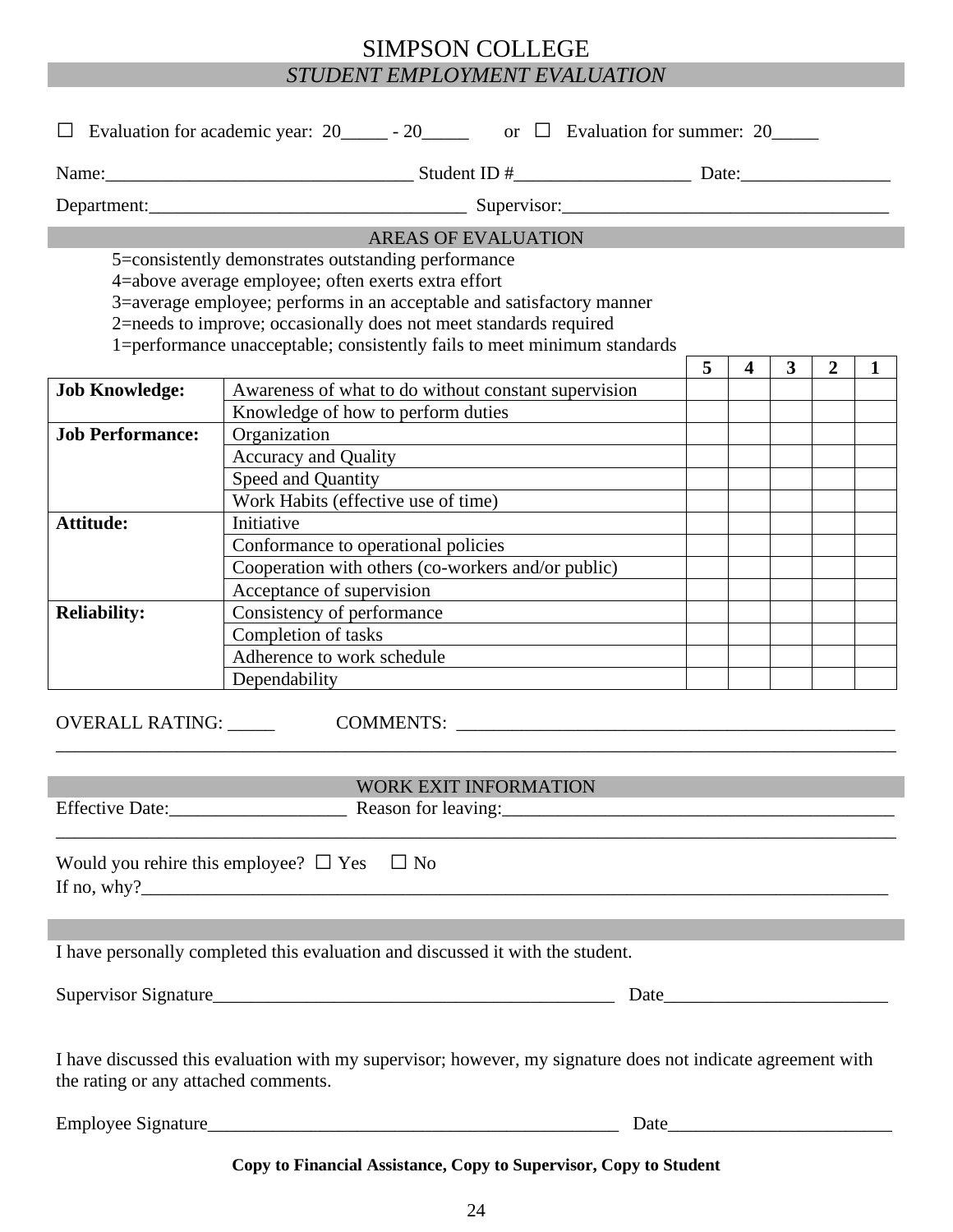# SIMPSON COLLEGE

## *STUDENT EMPLOYMENT EVALUATION*

☐ Evaluation for academic year: 20_____ - 20_____ or ☐ Evaluation for summer: 20_____

Name:_________________________________ Student ID #___________________ Date:________________

Department:_________________________________ Supervisor:__________________________________

### AREAS OF EVALUATION

5=consistently demonstrates outstanding performance
4=above average employee; often exerts extra effort
3=average employee; performs in an acceptable and satisfactory manner
2=needs to improve; occasionally does not meet standards required
1=performance unacceptable; consistently fails to meet minimum standards

| | | 5 | 4 | 3 | 2 | 1 |
|---|---|---|---|---|---|---|
| **Job Knowledge:** | Awareness of what to do without constant supervision | | | | | |
| | Knowledge of how to perform duties | | | | | |
| **Job Performance:** | Organization | | | | | |
| | Accuracy and Quality | | | | | |
| | Speed and Quantity | | | | | |
| | Work Habits (effective use of time) | | | | | |
| **Attitude:** | Initiative | | | | | |
| | Conformance to operational policies | | | | | |
| | Cooperation with others (co-workers and/or public) | | | | | |
| | Acceptance of supervision | | | | | |
| **Reliability:** | Consistency of performance | | | | | |
| | Completion of tasks | | | | | |
| | Adherence to work schedule | | | | | |
| | Dependability | | | | | |

OVERALL RATING: _____ COMMENTS: ________________________________________________
_____________________________________________________________________________________

### WORK EXIT INFORMATION

Effective Date:___________________ Reason for leaving:____________________________________________
_____________________________________________________________________________________

Would you rehire this employee? ☐ Yes ☐ No
If no, why?_____________________________________________________________________________

I have personally completed this evaluation and discussed it with the student.

Supervisor Signature____________________________________________ Date________________________

I have discussed this evaluation with my supervisor; however, my signature does not indicate agreement with the rating or any attached comments.

Employee Signature_____________________________________________ Date________________________

**Copy to Financial Assistance, Copy to Supervisor, Copy to Student**